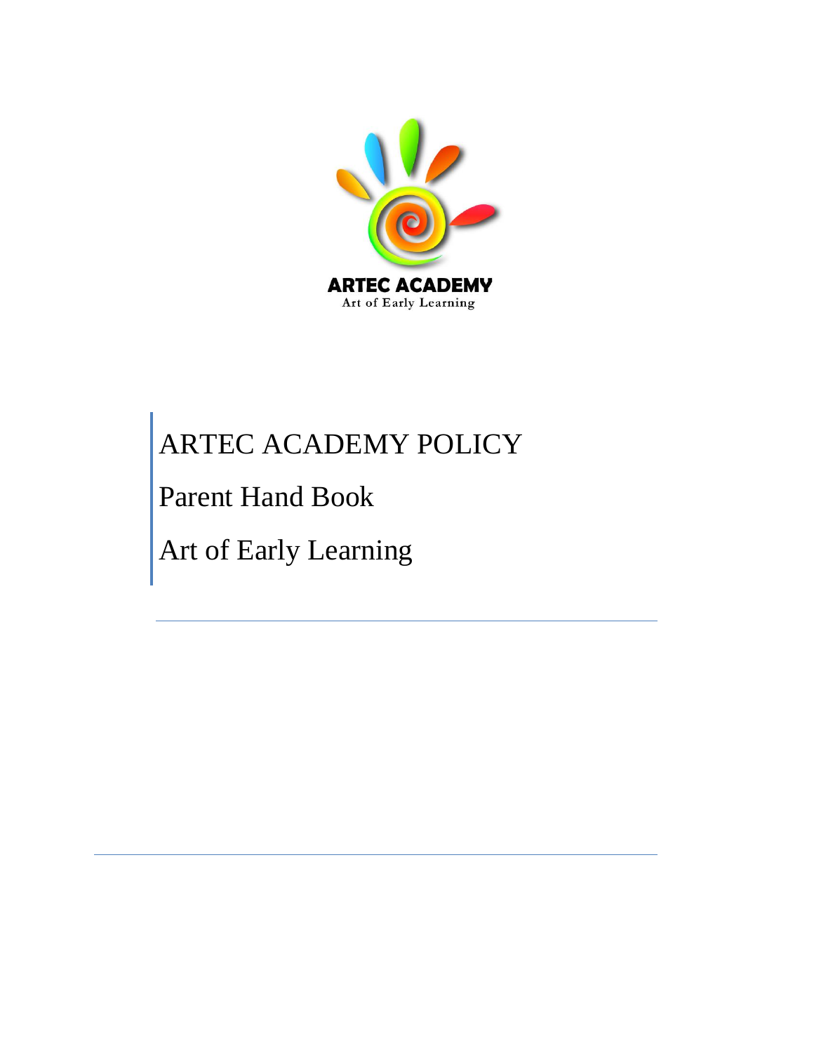ARTEC ACADEMY

Art of Early Learning

# ARTEC ACADEMY POLICY

Parent Hand Book

Art of Early Learning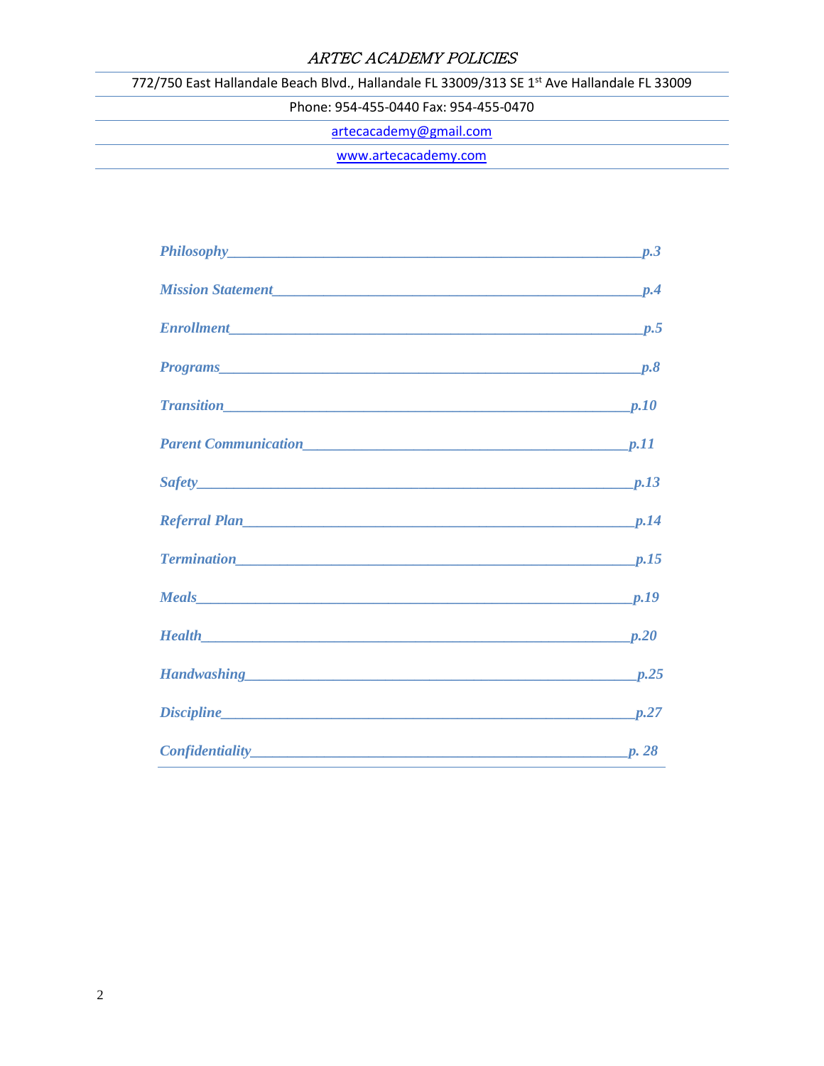# ARTEC ACADEMY POLICIES

772/750 East Hallandale Beach Blvd., Hallandale FL 33009/313 SE 1st Ave Hallandale FL 33009

Phone: 954-455-0440 Fax: 954-455-0470

artecacademy@gmail.com

www.artecacademy.com

| | |
|---|---|
| *Philosophy* | *p.3* |
| *Mission Statement* | *p.4* |
| *Enrollment* | *p.5* |
| *Programs* | *p.8* |
| *Transition* | *p.10* |
| *Parent Communication* | *p.11* |
| *Safety* | *p.13* |
| *Referral Plan* | *p.14* |
| *Termination* | *p.15* |
| *Meals* | *p.19* |
| *Health* | *p.20* |
| *Handwashing* | *p.25* |
| *Discipline* | *p.27* |
| *Confidentiality* | *p. 28* |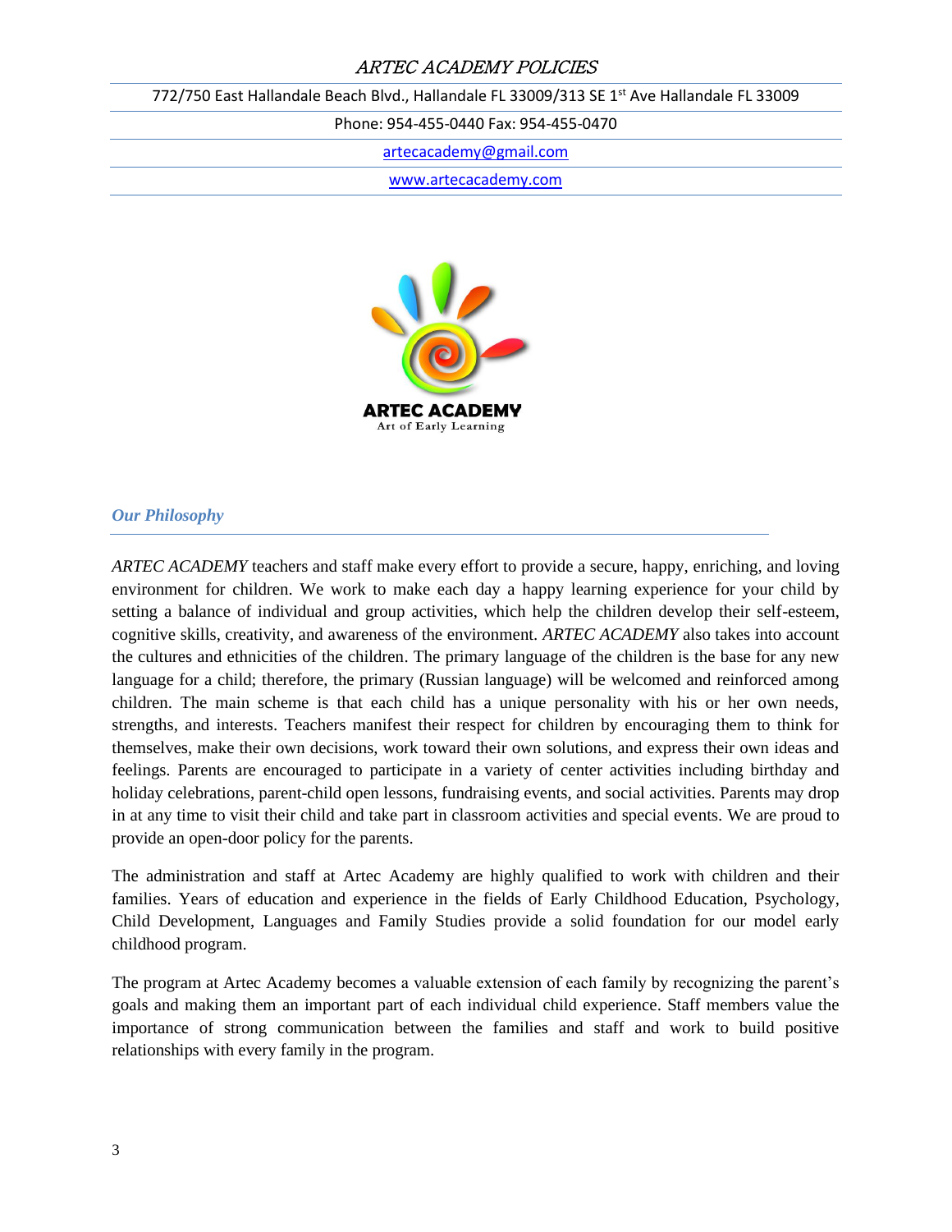# ARTEC ACADEMY POLICIES

772/750 East Hallandale Beach Blvd., Hallandale FL 33009/313 SE 1st Ave Hallandale FL 33009

Phone: 954-455-0440 Fax: 954-455-0470

artecacademy@gmail.com

www.artecacademy.com

**ARTEC ACADEMY**
Art of Early Learning

## *Our Philosophy*

*ARTEC ACADEMY* teachers and staff make every effort to provide a secure, happy, enriching, and loving environment for children. We work to make each day a happy learning experience for your child by setting a balance of individual and group activities, which help the children develop their self-esteem, cognitive skills, creativity, and awareness of the environment. *ARTEC ACADEMY* also takes into account the cultures and ethnicities of the children. The primary language of the children is the base for any new language for a child; therefore, the primary (Russian language) will be welcomed and reinforced among children. The main scheme is that each child has a unique personality with his or her own needs, strengths, and interests. Teachers manifest their respect for children by encouraging them to think for themselves, make their own decisions, work toward their own solutions, and express their own ideas and feelings. Parents are encouraged to participate in a variety of center activities including birthday and holiday celebrations, parent-child open lessons, fundraising events, and social activities. Parents may drop in at any time to visit their child and take part in classroom activities and special events. We are proud to provide an open-door policy for the parents.

The administration and staff at Artec Academy are highly qualified to work with children and their families. Years of education and experience in the fields of Early Childhood Education, Psychology, Child Development, Languages and Family Studies provide a solid foundation for our model early childhood program.

The program at Artec Academy becomes a valuable extension of each family by recognizing the parent's goals and making them an important part of each individual child experience. Staff members value the importance of strong communication between the families and staff and work to build positive relationships with every family in the program.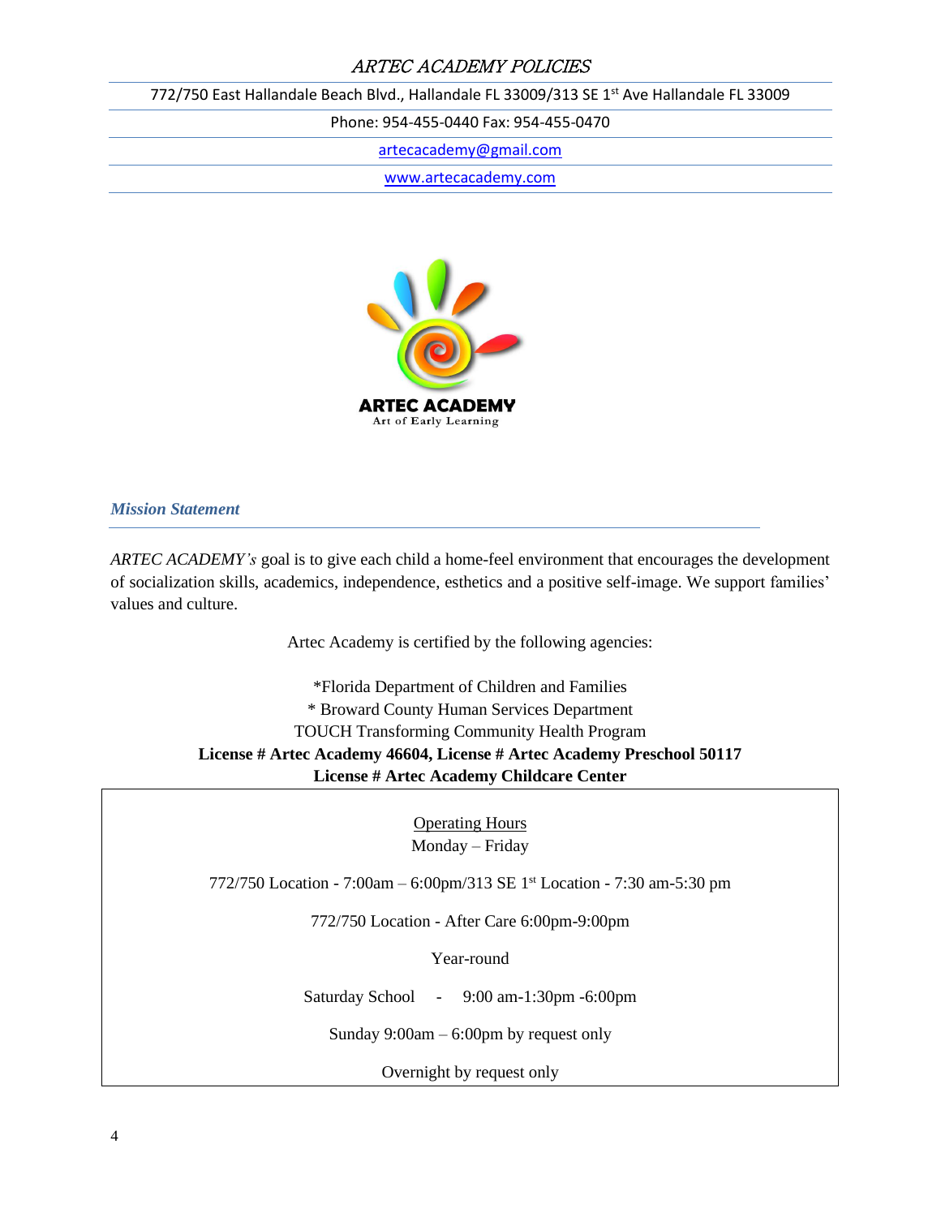*ARTEC ACADEMY POLICIES*

772/750 East Hallandale Beach Blvd., Hallandale FL 33009/313 SE 1st Ave Hallandale FL 33009

Phone: 954-455-0440 Fax: 954-455-0470

artecacademy@gmail.com

www.artecacademy.com

**ARTEC ACADEMY**
Art of Early Learning

## *Mission Statement*

*ARTEC ACADEMY's* goal is to give each child a home-feel environment that encourages the development of socialization skills, academics, independence, esthetics and a positive self-image. We support families' values and culture.

Artec Academy is certified by the following agencies:

*Florida Department of Children and Families
* Broward County Human Services Department
TOUCH Transforming Community Health Program
**License # Artec Academy 46604, License # Artec Academy Preschool 50117**
**License # Artec Academy Childcare Center**

<u>Operating Hours</u>
Monday – Friday

772/750 Location - 7:00am – 6:00pm/313 SE 1st Location - 7:30 am-5:30 pm

772/750 Location - After Care 6:00pm-9:00pm

Year-round

Saturday School - 9:00 am-1:30pm -6:00pm

Sunday 9:00am – 6:00pm by request only

Overnight by request only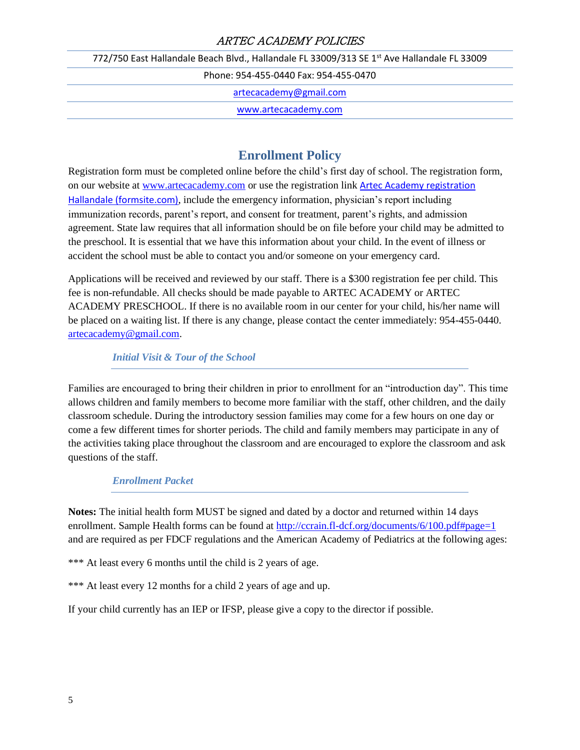## Enrollment Policy

Registration form must be completed online before the child's first day of school. The registration form, on our website at www.artecacademy.com or use the registration link Artec Academy registration Hallandale (formsite.com), include the emergency information, physician's report including immunization records, parent's report, and consent for treatment, parent's rights, and admission agreement. State law requires that all information should be on file before your child may be admitted to the preschool. It is essential that we have this information about your child. In the event of illness or accident the school must be able to contact you and/or someone on your emergency card.

Applications will be received and reviewed by our staff. There is a $300 registration fee per child. This fee is non-refundable. All checks should be made payable to ARTEC ACADEMY or ARTEC ACADEMY PRESCHOOL. If there is no available room in our center for your child, his/her name will be placed on a waiting list. If there is any change, please contact the center immediately: 954-455-0440. artecacademy@gmail.com.

### *Initial Visit & Tour of the School*

Families are encouraged to bring their children in prior to enrollment for an "introduction day". This time allows children and family members to become more familiar with the staff, other children, and the daily classroom schedule. During the introductory session families may come for a few hours on one day or come a few different times for shorter periods. The child and family members may participate in any of the activities taking place throughout the classroom and are encouraged to explore the classroom and ask questions of the staff.

### *Enrollment Packet*

**Notes:** The initial health form MUST be signed and dated by a doctor and returned within 14 days enrollment. Sample Health forms can be found at http://ccrain.fl-dcf.org/documents/6/100.pdf#page=1 and are required as per FDCF regulations and the American Academy of Pediatrics at the following ages:

*** At least every 6 months until the child is 2 years of age.

*** At least every 12 months for a child 2 years of age and up.

If your child currently has an IEP or IFSP, please give a copy to the director if possible.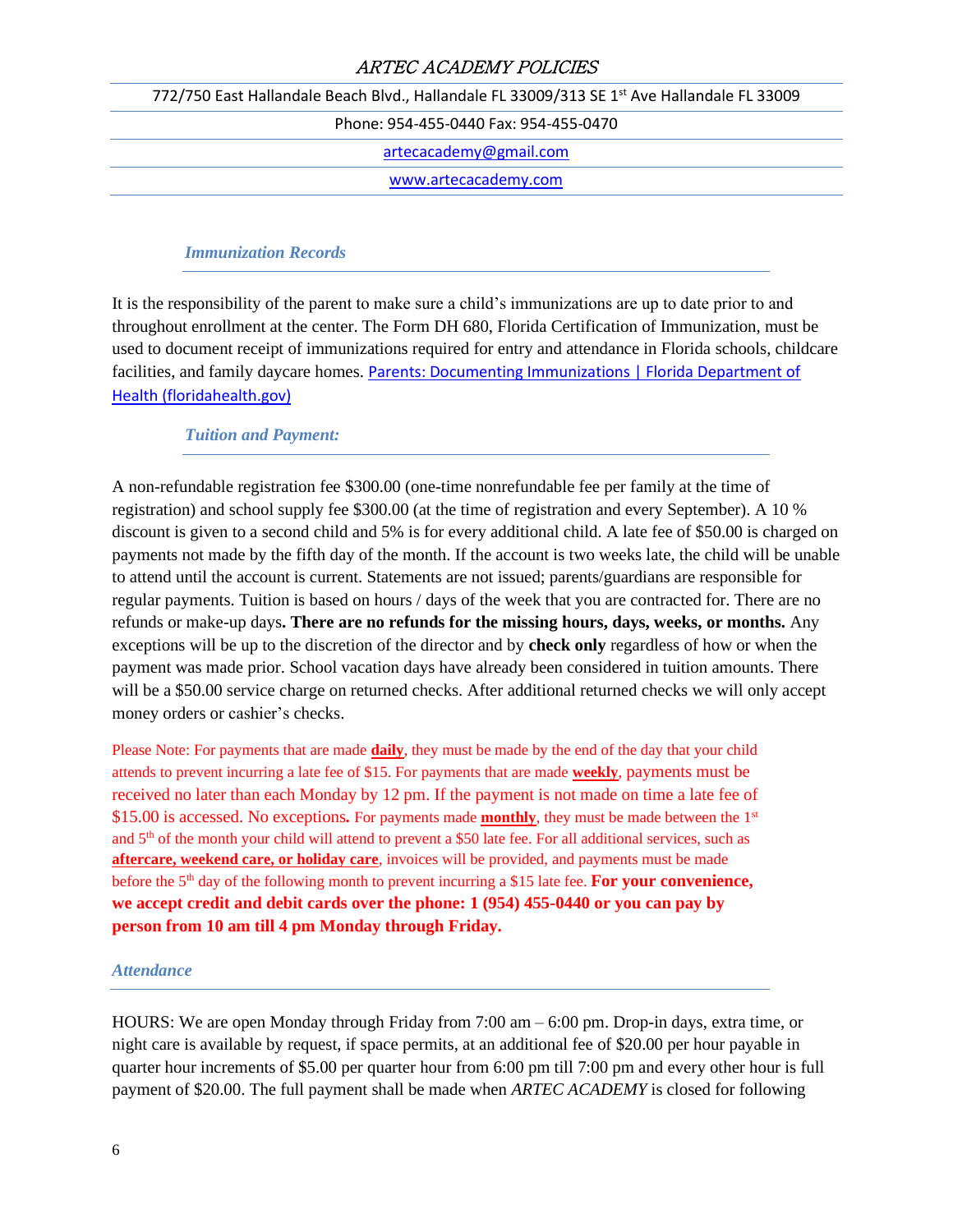### *Immunization Records*

It is the responsibility of the parent to make sure a child's immunizations are up to date prior to and throughout enrollment at the center. The Form DH 680, Florida Certification of Immunization, must be used to document receipt of immunizations required for entry and attendance in Florida schools, childcare facilities, and family daycare homes. [Parents: Documenting Immunizations | Florida Department of Health (floridahealth.gov)](https://www.floridahealth.gov)

### *Tuition and Payment:*

A non-refundable registration fee $300.00 (one-time nonrefundable fee per family at the time of registration) and school supply fee $300.00 (at the time of registration and every September). A 10 % discount is given to a second child and 5% is for every additional child. A late fee of $50.00 is charged on payments not made by the fifth day of the month. If the account is two weeks late, the child will be unable to attend until the account is current. Statements are not issued; parents/guardians are responsible for regular payments. Tuition is based on hours / days of the week that you are contracted for. There are no refunds or make-up days**. There are no refunds for the missing hours, days, weeks, or months.** Any exceptions will be up to the discretion of the director and by **check only** regardless of how or when the payment was made prior. School vacation days have already been considered in tuition amounts. There will be a $50.00 service charge on returned checks. After additional returned checks we will only accept money orders or cashier's checks.

Please Note: For payments that are made **daily**, they must be made by the end of the day that your child attends to prevent incurring a late fee of $15. For payments that are made **weekly**, payments must be received no later than each Monday by 12 pm. If the payment is not made on time a late fee of $15.00 is accessed. No exceptions**.** For payments made **monthly**, they must be made between the 1st and 5th of the month your child will attend to prevent a $50 late fee. For all additional services, such as **aftercare, weekend care, or holiday care**, invoices will be provided, and payments must be made before the 5th day of the following month to prevent incurring a $15 late fee. **For your convenience, we accept credit and debit cards over the phone: 1 (954) 455-0440 or you can pay by person from 10 am till 4 pm Monday through Friday.**

### *Attendance*

HOURS: We are open Monday through Friday from 7:00 am – 6:00 pm. Drop-in days, extra time, or night care is available by request, if space permits, at an additional fee of $20.00 per hour payable in quarter hour increments of $5.00 per quarter hour from 6:00 pm till 7:00 pm and every other hour is full payment of $20.00. The full payment shall be made when *ARTEC ACADEMY* is closed for following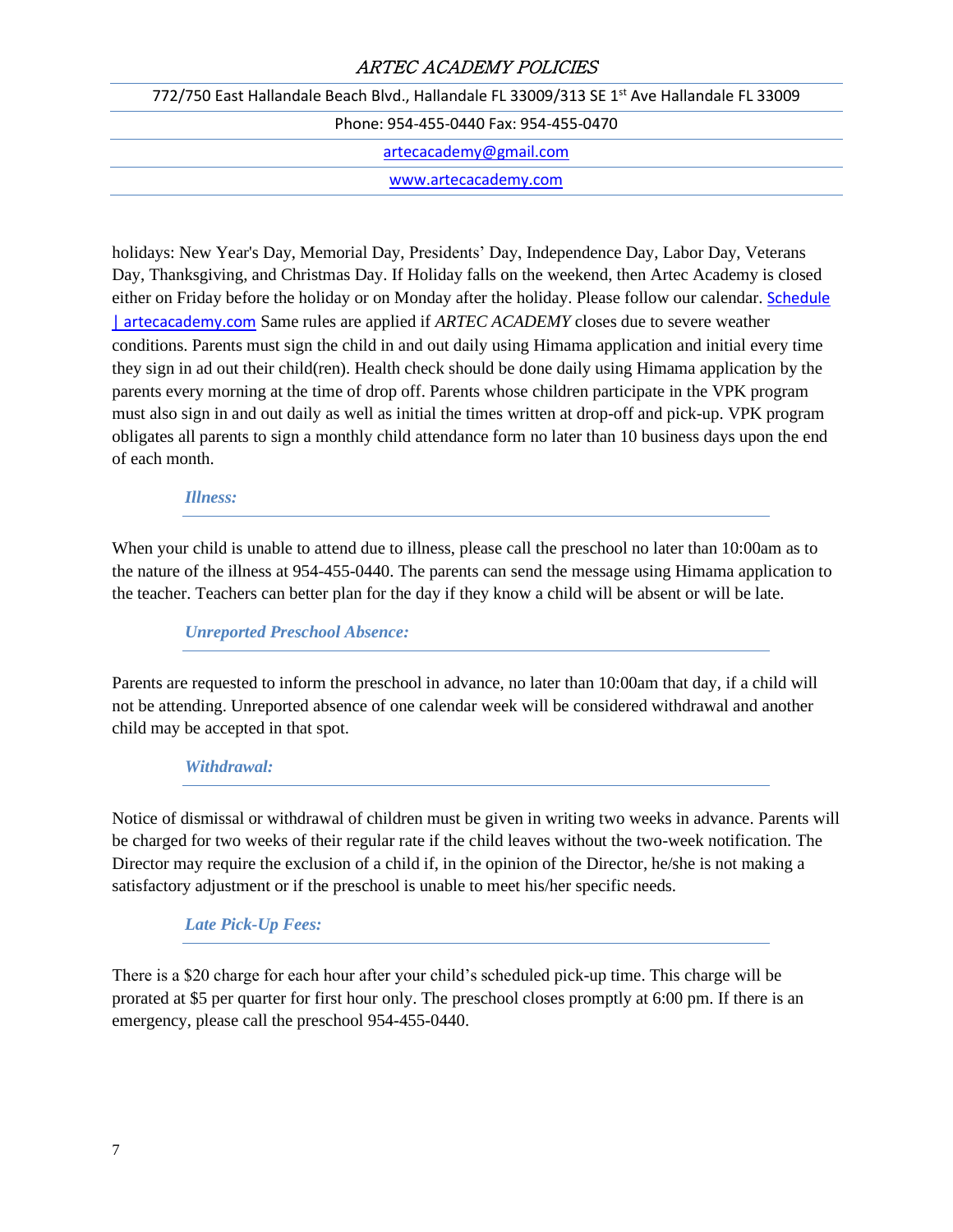holidays: New Year's Day, Memorial Day, Presidents' Day, Independence Day, Labor Day, Veterans Day, Thanksgiving, and Christmas Day. If Holiday falls on the weekend, then Artec Academy is closed either on Friday before the holiday or on Monday after the holiday. Please follow our calendar. [Schedule | artecacademy.com](https://www.artecacademy.com) Same rules are applied if *ARTEC ACADEMY* closes due to severe weather conditions. Parents must sign the child in and out daily using Himama application and initial every time they sign in ad out their child(ren). Health check should be done daily using Himama application by the parents every morning at the time of drop off. Parents whose children participate in the VPK program must also sign in and out daily as well as initial the times written at drop-off and pick-up. VPK program obligates all parents to sign a monthly child attendance form no later than 10 business days upon the end of each month.

### *Illness:*

When your child is unable to attend due to illness, please call the preschool no later than 10:00am as to the nature of the illness at 954-455-0440. The parents can send the message using Himama application to the teacher. Teachers can better plan for the day if they know a child will be absent or will be late.

### *Unreported Preschool Absence:*

Parents are requested to inform the preschool in advance, no later than 10:00am that day, if a child will not be attending. Unreported absence of one calendar week will be considered withdrawal and another child may be accepted in that spot.

### *Withdrawal:*

Notice of dismissal or withdrawal of children must be given in writing two weeks in advance. Parents will be charged for two weeks of their regular rate if the child leaves without the two-week notification. The Director may require the exclusion of a child if, in the opinion of the Director, he/she is not making a satisfactory adjustment or if the preschool is unable to meet his/her specific needs.

### *Late Pick-Up Fees:*

There is a $20 charge for each hour after your child's scheduled pick-up time. This charge will be prorated at $5 per quarter for first hour only. The preschool closes promptly at 6:00 pm. If there is an emergency, please call the preschool 954-455-0440.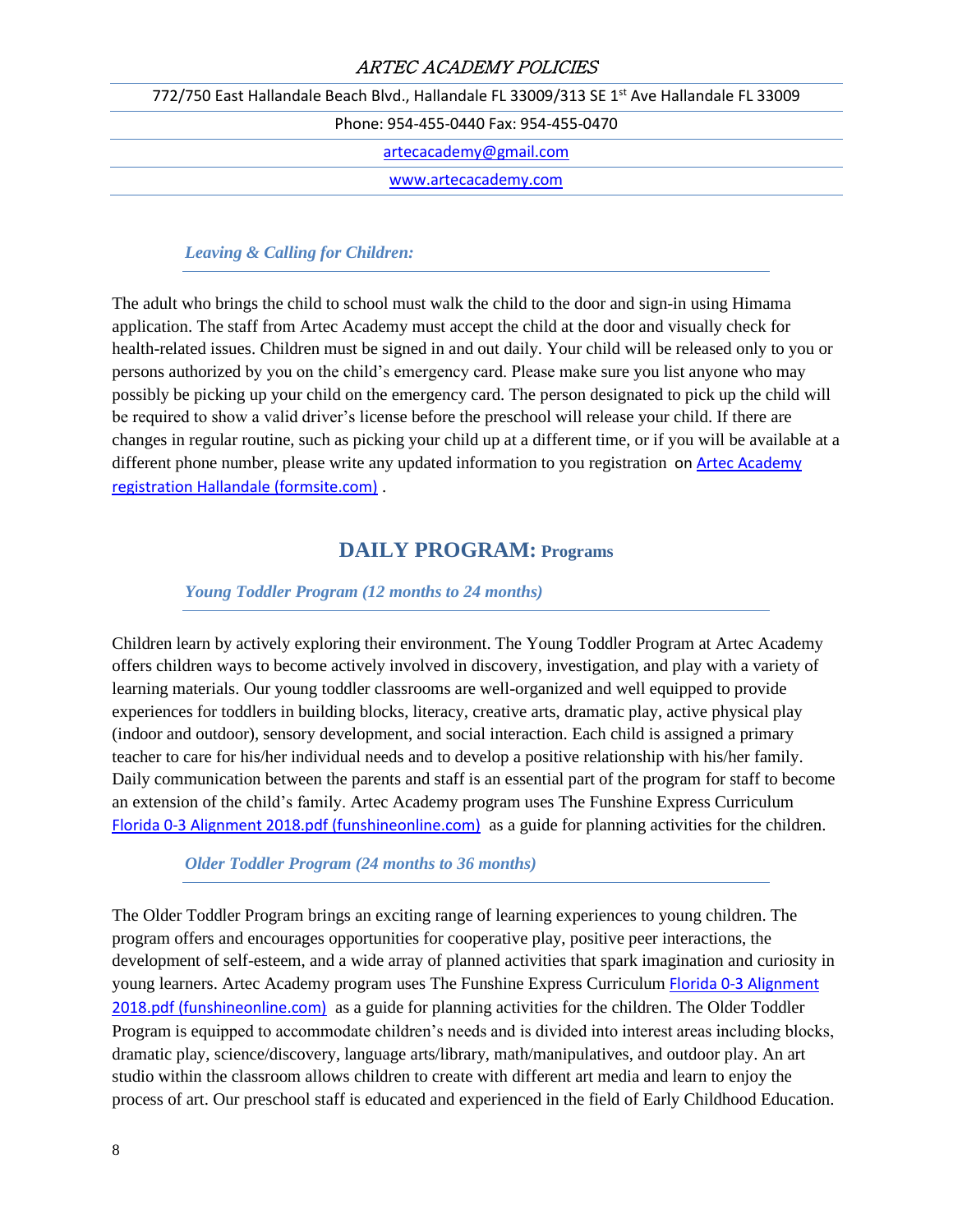### *Leaving & Calling for Children:*

The adult who brings the child to school must walk the child to the door and sign-in using Himama application. The staff from Artec Academy must accept the child at the door and visually check for health-related issues. Children must be signed in and out daily. Your child will be released only to you or persons authorized by you on the child's emergency card. Please make sure you list anyone who may possibly be picking up your child on the emergency card. The person designated to pick up the child will be required to show a valid driver's license before the preschool will release your child. If there are changes in regular routine, such as picking your child up at a different time, or if you will be available at a different phone number, please write any updated information to you registration on Artec Academy registration Hallandale (formsite.com) .

## DAILY PROGRAM: Programs

### *Young Toddler Program (12 months to 24 months)*

Children learn by actively exploring their environment. The Young Toddler Program at Artec Academy offers children ways to become actively involved in discovery, investigation, and play with a variety of learning materials. Our young toddler classrooms are well-organized and well equipped to provide experiences for toddlers in building blocks, literacy, creative arts, dramatic play, active physical play (indoor and outdoor), sensory development, and social interaction. Each child is assigned a primary teacher to care for his/her individual needs and to develop a positive relationship with his/her family. Daily communication between the parents and staff is an essential part of the program for staff to become an extension of the child's family. Artec Academy program uses The Funshine Express Curriculum Florida 0-3 Alignment 2018.pdf (funshineonline.com) as a guide for planning activities for the children.

### *Older Toddler Program (24 months to 36 months)*

The Older Toddler Program brings an exciting range of learning experiences to young children. The program offers and encourages opportunities for cooperative play, positive peer interactions, the development of self-esteem, and a wide array of planned activities that spark imagination and curiosity in young learners. Artec Academy program uses The Funshine Express Curriculum Florida 0-3 Alignment 2018.pdf (funshineonline.com) as a guide for planning activities for the children. The Older Toddler Program is equipped to accommodate children's needs and is divided into interest areas including blocks, dramatic play, science/discovery, language arts/library, math/manipulatives, and outdoor play. An art studio within the classroom allows children to create with different art media and learn to enjoy the process of art. Our preschool staff is educated and experienced in the field of Early Childhood Education.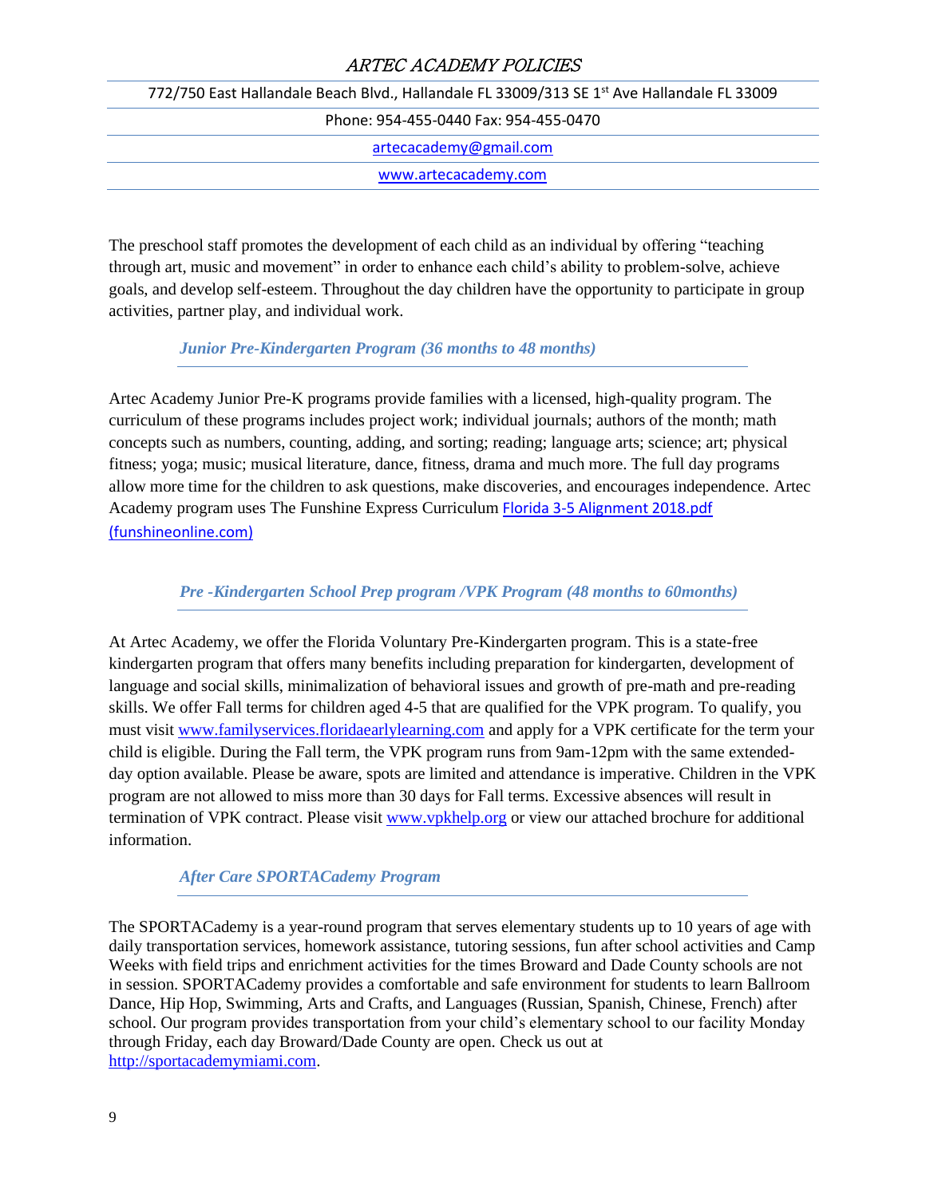The preschool staff promotes the development of each child as an individual by offering "teaching through art, music and movement" in order to enhance each child's ability to problem-solve, achieve goals, and develop self-esteem. Throughout the day children have the opportunity to participate in group activities, partner play, and individual work.

### *Junior Pre-Kindergarten Program (36 months to 48 months)*

Artec Academy Junior Pre-K programs provide families with a licensed, high-quality program. The curriculum of these programs includes project work; individual journals; authors of the month; math concepts such as numbers, counting, adding, and sorting; reading; language arts; science; art; physical fitness; yoga; music; musical literature, dance, fitness, drama and much more. The full day programs allow more time for the children to ask questions, make discoveries, and encourages independence. Artec Academy program uses The Funshine Express Curriculum [Florida 3-5 Alignment 2018.pdf (funshineonline.com)](funshineonline.com)

### *Pre -Kindergarten School Prep program /VPK Program (48 months to 60months)*

At Artec Academy, we offer the Florida Voluntary Pre-Kindergarten program. This is a state-free kindergarten program that offers many benefits including preparation for kindergarten, development of language and social skills, minimalization of behavioral issues and growth of pre-math and pre-reading skills. We offer Fall terms for children aged 4-5 that are qualified for the VPK program. To qualify, you must visit [www.familyservices.floridaearlylearning.com](www.familyservices.floridaearlylearning.com) and apply for a VPK certificate for the term your child is eligible. During the Fall term, the VPK program runs from 9am-12pm with the same extended-day option available. Please be aware, spots are limited and attendance is imperative. Children in the VPK program are not allowed to miss more than 30 days for Fall terms. Excessive absences will result in termination of VPK contract. Please visit [www.vpkhelp.org](www.vpkhelp.org) or view our attached brochure for additional information.

### *After Care SPORTACademy Program*

The SPORTACademy is a year-round program that serves elementary students up to 10 years of age with daily transportation services, homework assistance, tutoring sessions, fun after school activities and Camp Weeks with field trips and enrichment activities for the times Broward and Dade County schools are not in session. SPORTACademy provides a comfortable and safe environment for students to learn Ballroom Dance, Hip Hop, Swimming, Arts and Crafts, and Languages (Russian, Spanish, Chinese, French) after school. Our program provides transportation from your child's elementary school to our facility Monday through Friday, each day Broward/Dade County are open. Check us out at [http://sportacademymiami.com](http://sportacademymiami.com).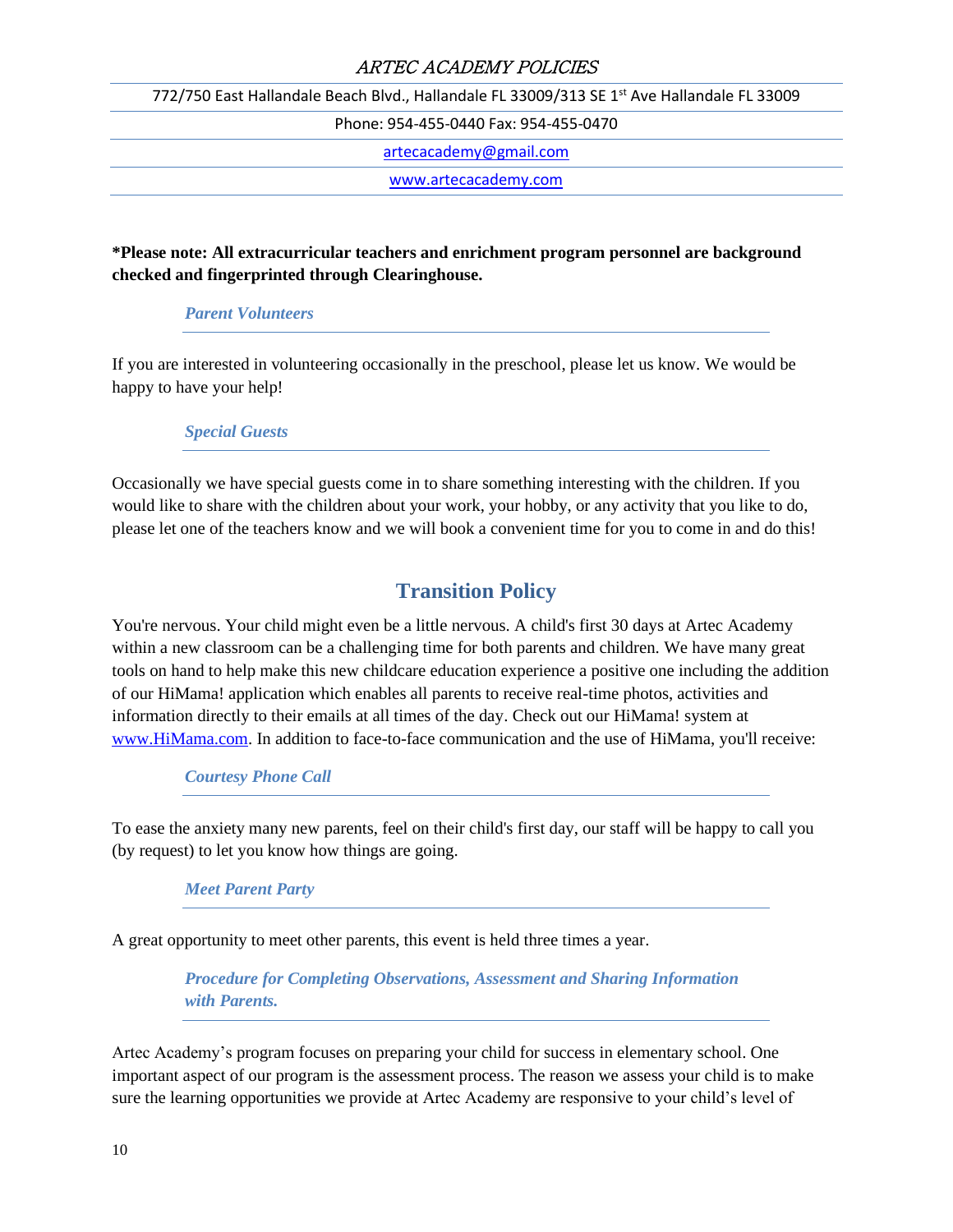**\*Please note: All extracurricular teachers and enrichment program personnel are background checked and fingerprinted through Clearinghouse.**

### *Parent Volunteers*

If you are interested in volunteering occasionally in the preschool, please let us know. We would be happy to have your help!

### *Special Guests*

Occasionally we have special guests come in to share something interesting with the children. If you would like to share with the children about your work, your hobby, or any activity that you like to do, please let one of the teachers know and we will book a convenient time for you to come in and do this!

## Transition Policy

You're nervous. Your child might even be a little nervous. A child's first 30 days at Artec Academy within a new classroom can be a challenging time for both parents and children. We have many great tools on hand to help make this new childcare education experience a positive one including the addition of our HiMama! application which enables all parents to receive real-time photos, activities and information directly to their emails at all times of the day. Check out our HiMama! system at www.HiMama.com. In addition to face-to-face communication and the use of HiMama, you'll receive:

### *Courtesy Phone Call*

To ease the anxiety many new parents, feel on their child's first day, our staff will be happy to call you (by request) to let you know how things are going.

### *Meet Parent Party*

A great opportunity to meet other parents, this event is held three times a year.

### *Procedure for Completing Observations, Assessment and Sharing Information with Parents.*

Artec Academy's program focuses on preparing your child for success in elementary school. One important aspect of our program is the assessment process. The reason we assess your child is to make sure the learning opportunities we provide at Artec Academy are responsive to your child's level of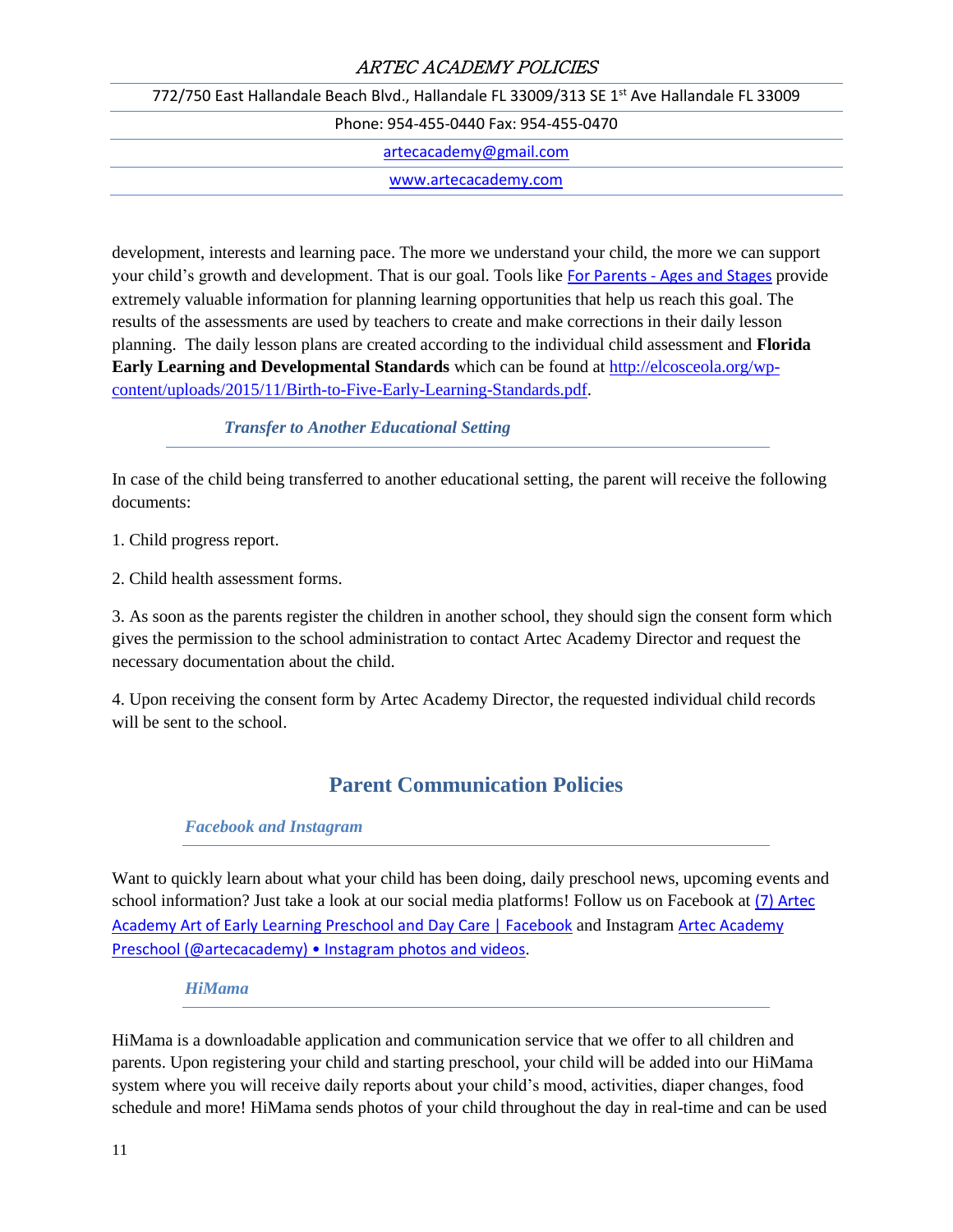development, interests and learning pace. The more we understand your child, the more we can support your child's growth and development. That is our goal. Tools like [For Parents - Ages and Stages] provide extremely valuable information for planning learning opportunities that help us reach this goal. The results of the assessments are used by teachers to create and make corrections in their daily lesson planning. The daily lesson plans are created according to the individual child assessment and **Florida Early Learning and Developmental Standards** which can be found at http://elcosceola.org/wp-content/uploads/2015/11/Birth-to-Five-Early-Learning-Standards.pdf.

### *Transfer to Another Educational Setting*

In case of the child being transferred to another educational setting, the parent will receive the following documents:

1. Child progress report.

2. Child health assessment forms.

3. As soon as the parents register the children in another school, they should sign the consent form which gives the permission to the school administration to contact Artec Academy Director and request the necessary documentation about the child.

4. Upon receiving the consent form by Artec Academy Director, the requested individual child records will be sent to the school.

## Parent Communication Policies

### *Facebook and Instagram*

Want to quickly learn about what your child has been doing, daily preschool news, upcoming events and school information? Just take a look at our social media platforms! Follow us on Facebook at (7) Artec Academy Art of Early Learning Preschool and Day Care | Facebook and Instagram Artec Academy Preschool (@artecacademy) • Instagram photos and videos.

### *HiMama*

HiMama is a downloadable application and communication service that we offer to all children and parents. Upon registering your child and starting preschool, your child will be added into our HiMama system where you will receive daily reports about your child's mood, activities, diaper changes, food schedule and more! HiMama sends photos of your child throughout the day in real-time and can be used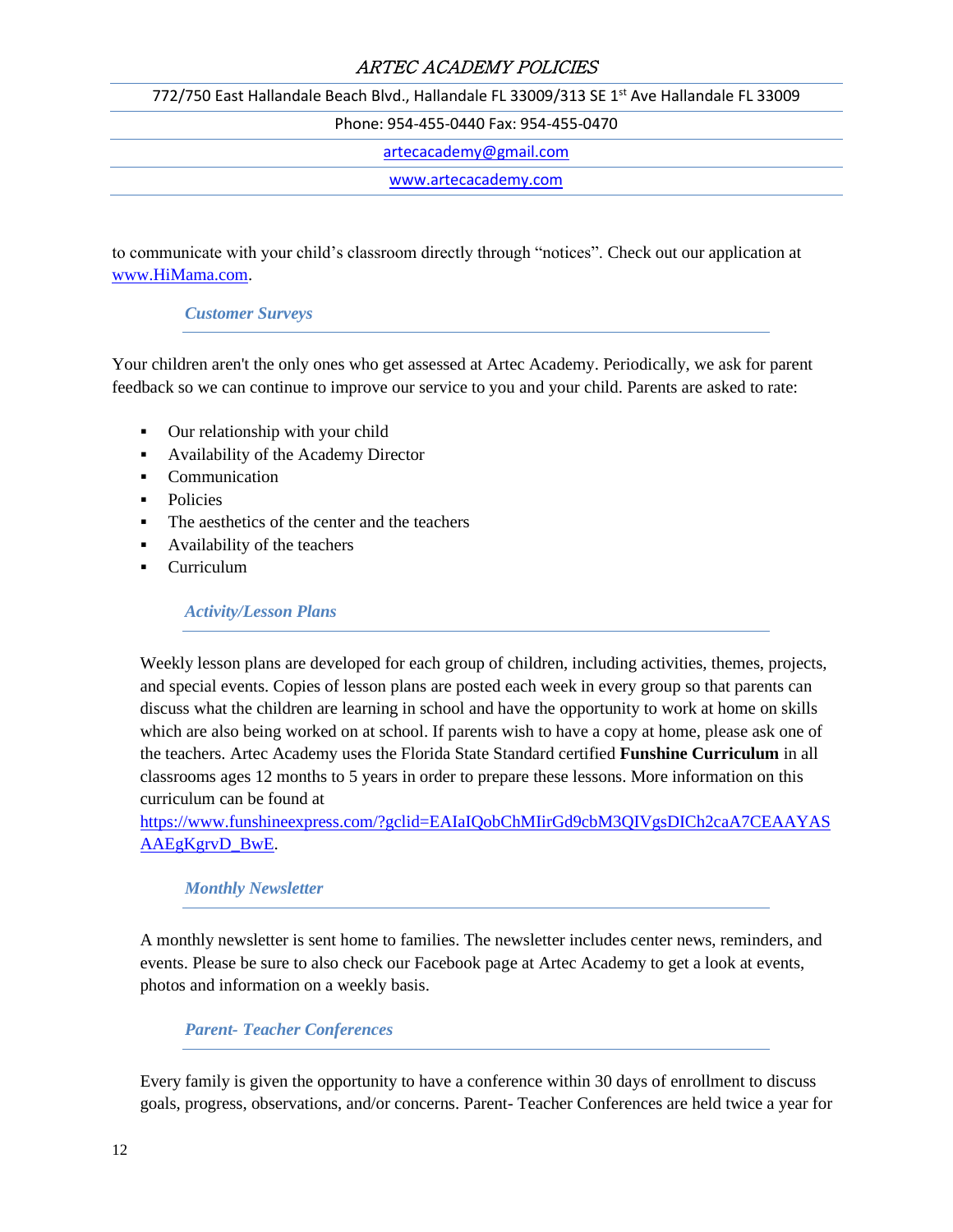to communicate with your child's classroom directly through "notices". Check out our application at [www.HiMama.com](http://www.HiMama.com).

### *Customer Surveys*

Your children aren't the only ones who get assessed at Artec Academy. Periodically, we ask for parent feedback so we can continue to improve our service to you and your child. Parents are asked to rate:

- Our relationship with your child
- Availability of the Academy Director
- Communication
- Policies
- The aesthetics of the center and the teachers
- Availability of the teachers
- Curriculum

### *Activity/Lesson Plans*

Weekly lesson plans are developed for each group of children, including activities, themes, projects, and special events. Copies of lesson plans are posted each week in every group so that parents can discuss what the children are learning in school and have the opportunity to work at home on skills which are also being worked on at school. If parents wish to have a copy at home, please ask one of the teachers. Artec Academy uses the Florida State Standard certified **Funshine Curriculum** in all classrooms ages 12 months to 5 years in order to prepare these lessons. More information on this curriculum can be found at [https://www.funshineexpress.com/?gclid=EAIaIQobChMIirGd9cbM3QIVgsDICh2caA7CEAAYASAAEgKgrvD_BwE](https://www.funshineexpress.com/?gclid=EAIaIQobChMIirGd9cbM3QIVgsDICh2caA7CEAAYASAAEgKgrvD_BwE).

### *Monthly Newsletter*

A monthly newsletter is sent home to families. The newsletter includes center news, reminders, and events. Please be sure to also check our Facebook page at Artec Academy to get a look at events, photos and information on a weekly basis.

### *Parent- Teacher Conferences*

Every family is given the opportunity to have a conference within 30 days of enrollment to discuss goals, progress, observations, and/or concerns. Parent- Teacher Conferences are held twice a year for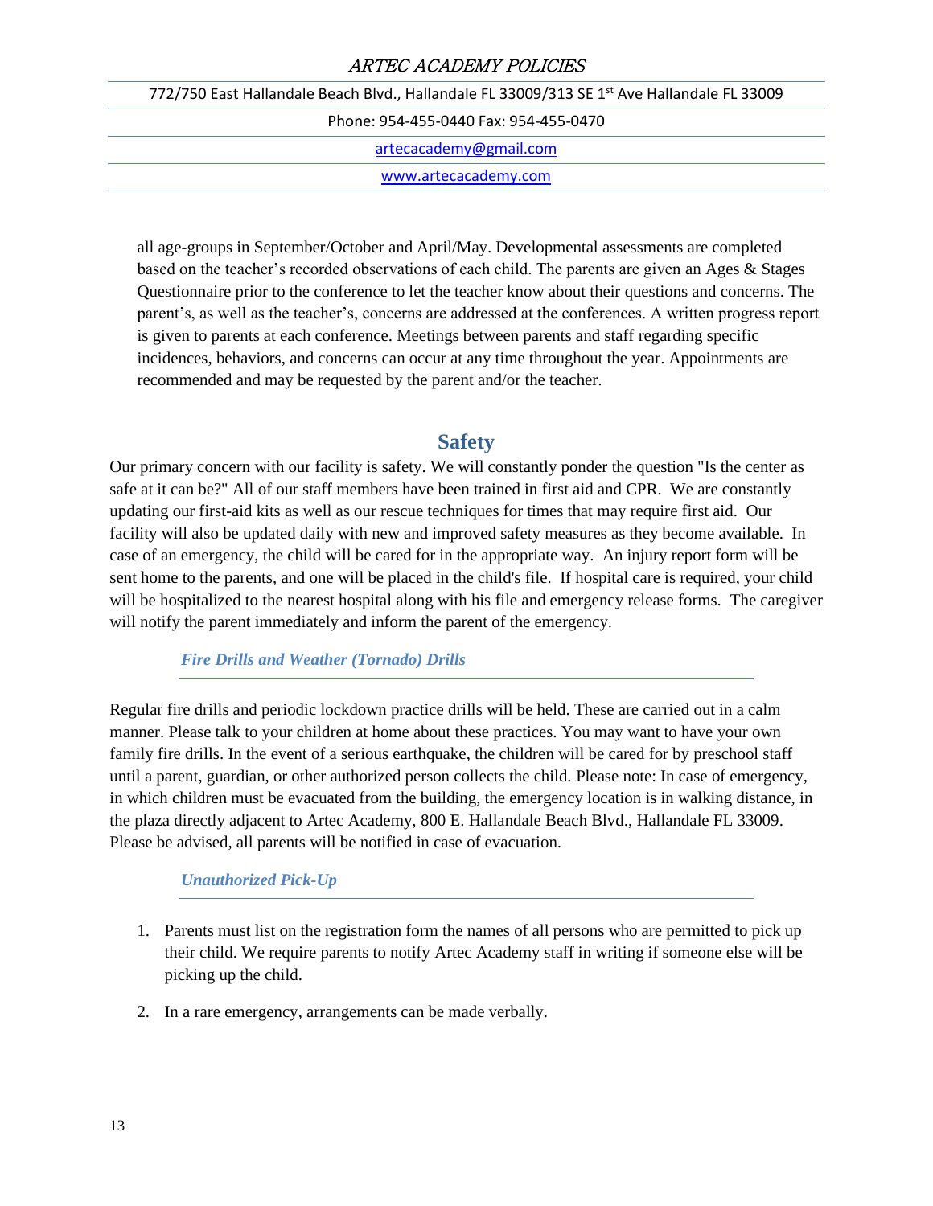all age-groups in September/October and April/May. Developmental assessments are completed based on the teacher's recorded observations of each child. The parents are given an Ages & Stages Questionnaire prior to the conference to let the teacher know about their questions and concerns. The parent's, as well as the teacher's, concerns are addressed at the conferences. A written progress report is given to parents at each conference. Meetings between parents and staff regarding specific incidences, behaviors, and concerns can occur at any time throughout the year. Appointments are recommended and may be requested by the parent and/or the teacher.

## Safety

Our primary concern with our facility is safety. We will constantly ponder the question "Is the center as safe at it can be?" All of our staff members have been trained in first aid and CPR. We are constantly updating our first-aid kits as well as our rescue techniques for times that may require first aid. Our facility will also be updated daily with new and improved safety measures as they become available. In case of an emergency, the child will be cared for in the appropriate way. An injury report form will be sent home to the parents, and one will be placed in the child's file. If hospital care is required, your child will be hospitalized to the nearest hospital along with his file and emergency release forms. The caregiver will notify the parent immediately and inform the parent of the emergency.

### *Fire Drills and Weather (Tornado) Drills*

Regular fire drills and periodic lockdown practice drills will be held. These are carried out in a calm manner. Please talk to your children at home about these practices. You may want to have your own family fire drills. In the event of a serious earthquake, the children will be cared for by preschool staff until a parent, guardian, or other authorized person collects the child. Please note: In case of emergency, in which children must be evacuated from the building, the emergency location is in walking distance, in the plaza directly adjacent to Artec Academy, 800 E. Hallandale Beach Blvd., Hallandale FL 33009. Please be advised, all parents will be notified in case of evacuation.

### *Unauthorized Pick-Up*

1. Parents must list on the registration form the names of all persons who are permitted to pick up their child. We require parents to notify Artec Academy staff in writing if someone else will be picking up the child.
2. In a rare emergency, arrangements can be made verbally.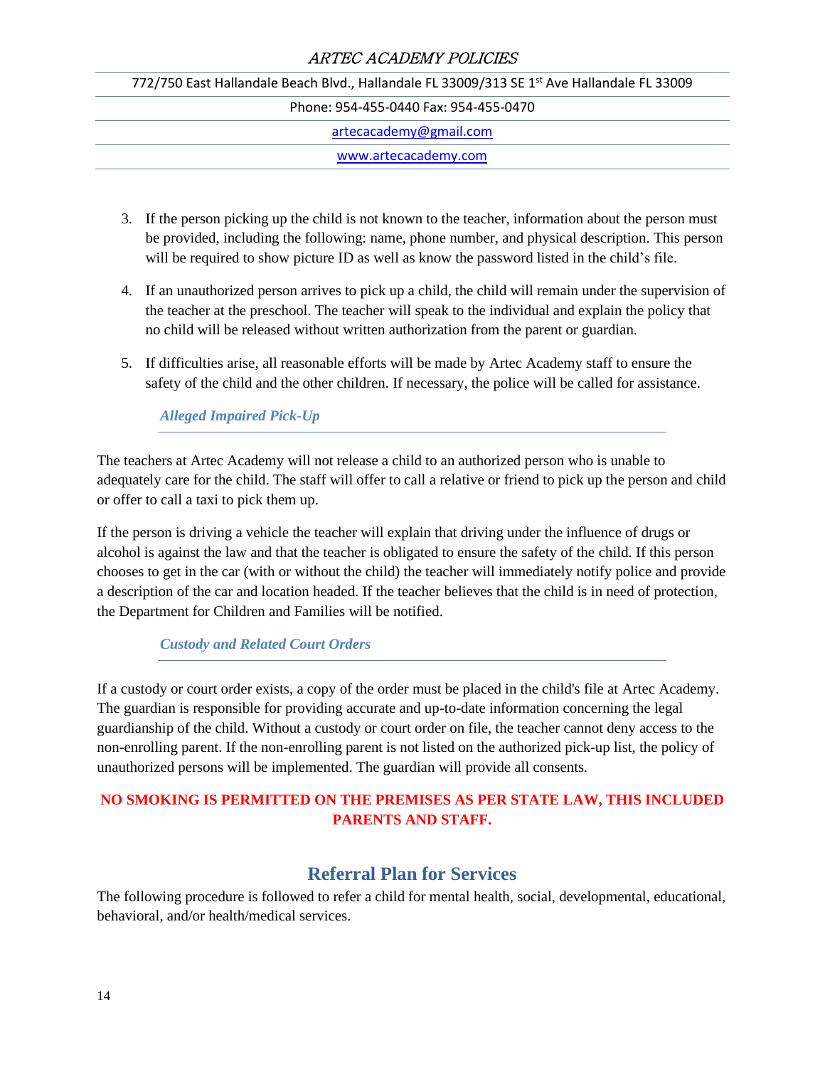3. If the person picking up the child is not known to the teacher, information about the person must be provided, including the following: name, phone number, and physical description. This person will be required to show picture ID as well as know the password listed in the child's file.

4. If an unauthorized person arrives to pick up a child, the child will remain under the supervision of the teacher at the preschool. The teacher will speak to the individual and explain the policy that no child will be released without written authorization from the parent or guardian.

5. If difficulties arise, all reasonable efforts will be made by Artec Academy staff to ensure the safety of the child and the other children. If necessary, the police will be called for assistance.

### *Alleged Impaired Pick-Up*

The teachers at Artec Academy will not release a child to an authorized person who is unable to adequately care for the child. The staff will offer to call a relative or friend to pick up the person and child or offer to call a taxi to pick them up.

If the person is driving a vehicle the teacher will explain that driving under the influence of drugs or alcohol is against the law and that the teacher is obligated to ensure the safety of the child. If this person chooses to get in the car (with or without the child) the teacher will immediately notify police and provide a description of the car and location headed. If the teacher believes that the child is in need of protection, the Department for Children and Families will be notified.

### *Custody and Related Court Orders*

If a custody or court order exists, a copy of the order must be placed in the child's file at Artec Academy. The guardian is responsible for providing accurate and up-to-date information concerning the legal guardianship of the child. Without a custody or court order on file, the teacher cannot deny access to the non-enrolling parent. If the non-enrolling parent is not listed on the authorized pick-up list, the policy of unauthorized persons will be implemented. The guardian will provide all consents.

**NO SMOKING IS PERMITTED ON THE PREMISES AS PER STATE LAW, THIS INCLUDED PARENTS AND STAFF.**

## Referral Plan for Services

The following procedure is followed to refer a child for mental health, social, developmental, educational, behavioral, and/or health/medical services.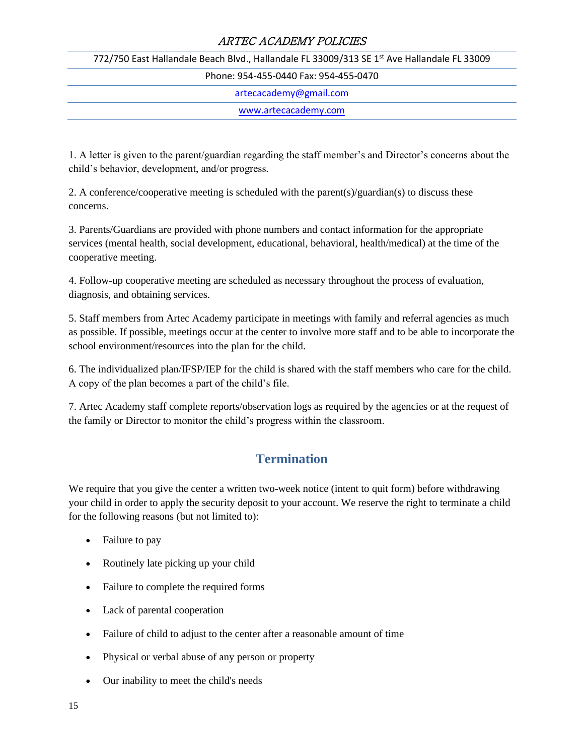1. A letter is given to the parent/guardian regarding the staff member's and Director's concerns about the child's behavior, development, and/or progress.

2. A conference/cooperative meeting is scheduled with the parent(s)/guardian(s) to discuss these concerns.

3. Parents/Guardians are provided with phone numbers and contact information for the appropriate services (mental health, social development, educational, behavioral, health/medical) at the time of the cooperative meeting.

4. Follow-up cooperative meeting are scheduled as necessary throughout the process of evaluation, diagnosis, and obtaining services.

5. Staff members from Artec Academy participate in meetings with family and referral agencies as much as possible. If possible, meetings occur at the center to involve more staff and to be able to incorporate the school environment/resources into the plan for the child.

6. The individualized plan/IFSP/IEP for the child is shared with the staff members who care for the child. A copy of the plan becomes a part of the child's file.

7. Artec Academy staff complete reports/observation logs as required by the agencies or at the request of the family or Director to monitor the child's progress within the classroom.

## Termination

We require that you give the center a written two-week notice (intent to quit form) before withdrawing your child in order to apply the security deposit to your account. We reserve the right to terminate a child for the following reasons (but not limited to):

- Failure to pay
- Routinely late picking up your child
- Failure to complete the required forms
- Lack of parental cooperation
- Failure of child to adjust to the center after a reasonable amount of time
- Physical or verbal abuse of any person or property
- Our inability to meet the child's needs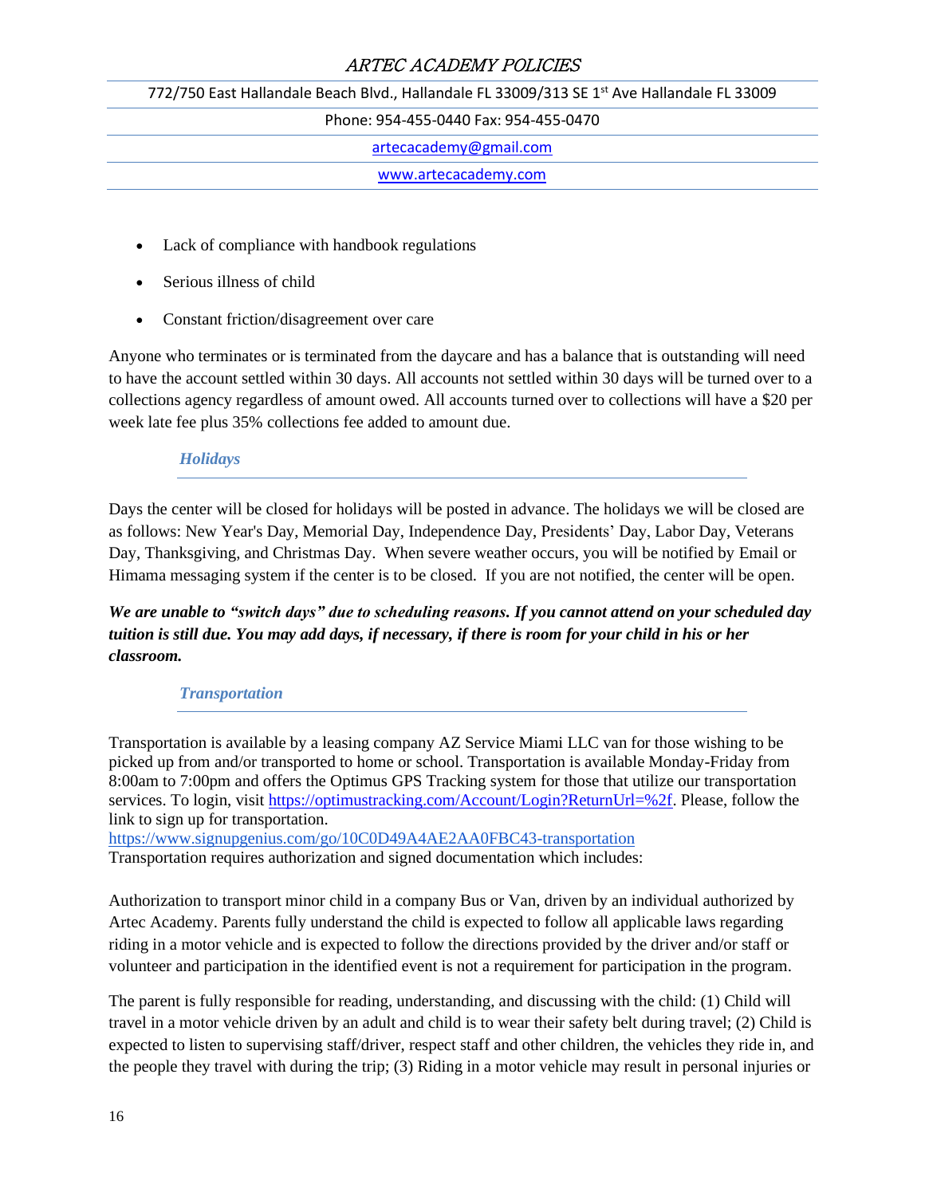- Lack of compliance with handbook regulations
- Serious illness of child
- Constant friction/disagreement over care

Anyone who terminates or is terminated from the daycare and has a balance that is outstanding will need to have the account settled within 30 days. All accounts not settled within 30 days will be turned over to a collections agency regardless of amount owed. All accounts turned over to collections will have a $20 per week late fee plus 35% collections fee added to amount due.

### *Holidays*

Days the center will be closed for holidays will be posted in advance. The holidays we will be closed are as follows: New Year's Day, Memorial Day, Independence Day, Presidents' Day, Labor Day, Veterans Day, Thanksgiving, and Christmas Day. When severe weather occurs, you will be notified by Email or Himama messaging system if the center is to be closed. If you are not notified, the center will be open.

***We are unable to "switch days" due to scheduling reasons. If you cannot attend on your scheduled day tuition is still due. You may add days, if necessary, if there is room for your child in his or her classroom.***

### *Transportation*

Transportation is available by a leasing company AZ Service Miami LLC van for those wishing to be picked up from and/or transported to home or school. Transportation is available Monday-Friday from 8:00am to 7:00pm and offers the Optimus GPS Tracking system for those that utilize our transportation services. To login, visit https://optimustracking.com/Account/Login?ReturnUrl=%2f. Please, follow the link to sign up for transportation.
https://www.signupgenius.com/go/10C0D49A4AE2AA0FBC43-transportation
Transportation requires authorization and signed documentation which includes:

Authorization to transport minor child in a company Bus or Van, driven by an individual authorized by Artec Academy. Parents fully understand the child is expected to follow all applicable laws regarding riding in a motor vehicle and is expected to follow the directions provided by the driver and/or staff or volunteer and participation in the identified event is not a requirement for participation in the program.

The parent is fully responsible for reading, understanding, and discussing with the child: (1) Child will travel in a motor vehicle driven by an adult and child is to wear their safety belt during travel; (2) Child is expected to listen to supervising staff/driver, respect staff and other children, the vehicles they ride in, and the people they travel with during the trip; (3) Riding in a motor vehicle may result in personal injuries or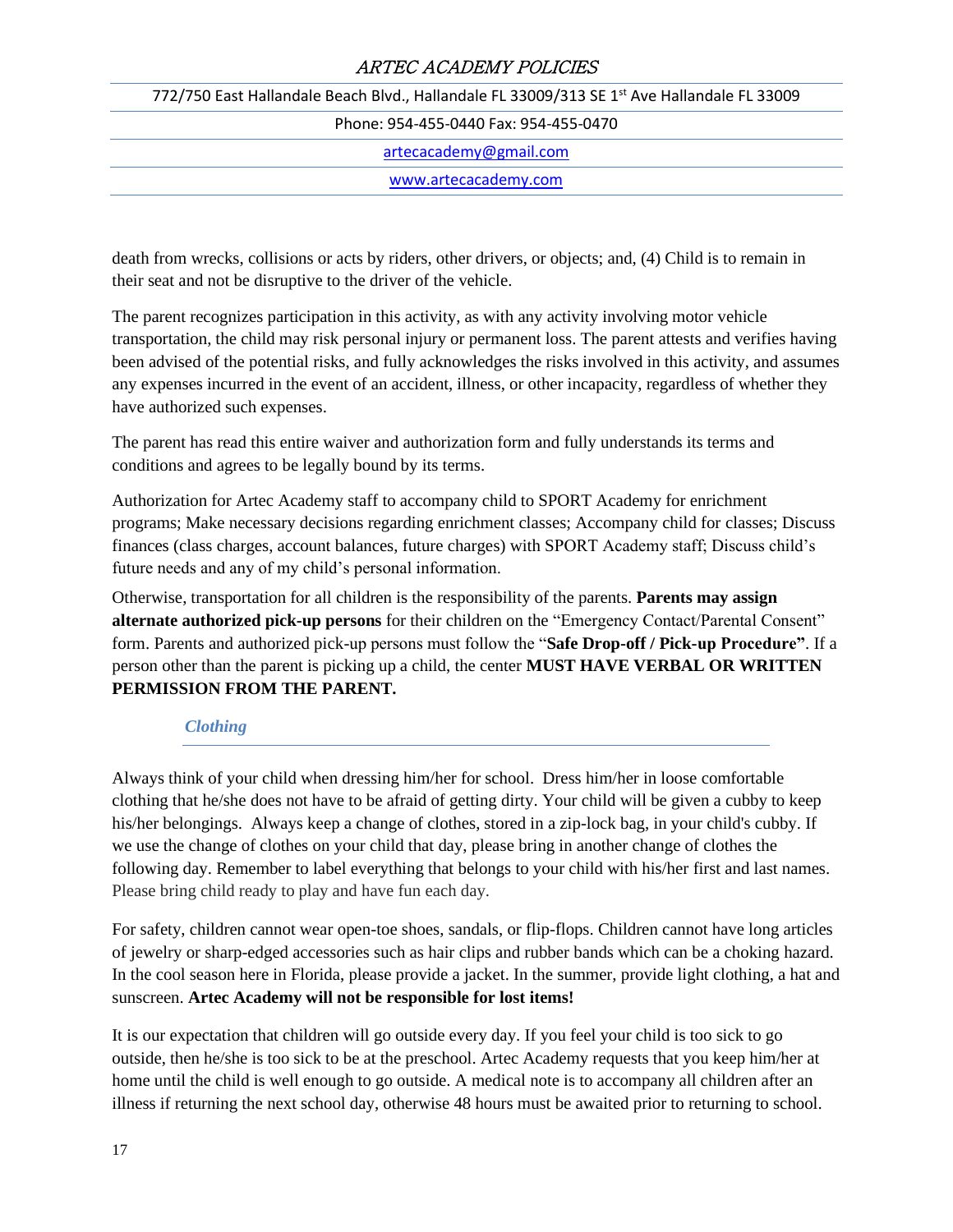death from wrecks, collisions or acts by riders, other drivers, or objects; and, (4) Child is to remain in their seat and not be disruptive to the driver of the vehicle.

The parent recognizes participation in this activity, as with any activity involving motor vehicle transportation, the child may risk personal injury or permanent loss. The parent attests and verifies having been advised of the potential risks, and fully acknowledges the risks involved in this activity, and assumes any expenses incurred in the event of an accident, illness, or other incapacity, regardless of whether they have authorized such expenses.

The parent has read this entire waiver and authorization form and fully understands its terms and conditions and agrees to be legally bound by its terms.

Authorization for Artec Academy staff to accompany child to SPORT Academy for enrichment programs; Make necessary decisions regarding enrichment classes; Accompany child for classes; Discuss finances (class charges, account balances, future charges) with SPORT Academy staff; Discuss child's future needs and any of my child's personal information.

Otherwise, transportation for all children is the responsibility of the parents. **Parents may assign alternate authorized pick-up persons** for their children on the "Emergency Contact/Parental Consent" form. Parents and authorized pick-up persons must follow the "**Safe Drop-off / Pick-up Procedure"**. If a person other than the parent is picking up a child, the center **MUST HAVE VERBAL OR WRITTEN PERMISSION FROM THE PARENT.**

### *Clothing*

Always think of your child when dressing him/her for school. Dress him/her in loose comfortable clothing that he/she does not have to be afraid of getting dirty. Your child will be given a cubby to keep his/her belongings. Always keep a change of clothes, stored in a zip-lock bag, in your child's cubby. If we use the change of clothes on your child that day, please bring in another change of clothes the following day. Remember to label everything that belongs to your child with his/her first and last names. Please bring child ready to play and have fun each day.

For safety, children cannot wear open-toe shoes, sandals, or flip-flops. Children cannot have long articles of jewelry or sharp-edged accessories such as hair clips and rubber bands which can be a choking hazard. In the cool season here in Florida, please provide a jacket. In the summer, provide light clothing, a hat and sunscreen. **Artec Academy will not be responsible for lost items!**

It is our expectation that children will go outside every day. If you feel your child is too sick to go outside, then he/she is too sick to be at the preschool. Artec Academy requests that you keep him/her at home until the child is well enough to go outside. A medical note is to accompany all children after an illness if returning the next school day, otherwise 48 hours must be awaited prior to returning to school.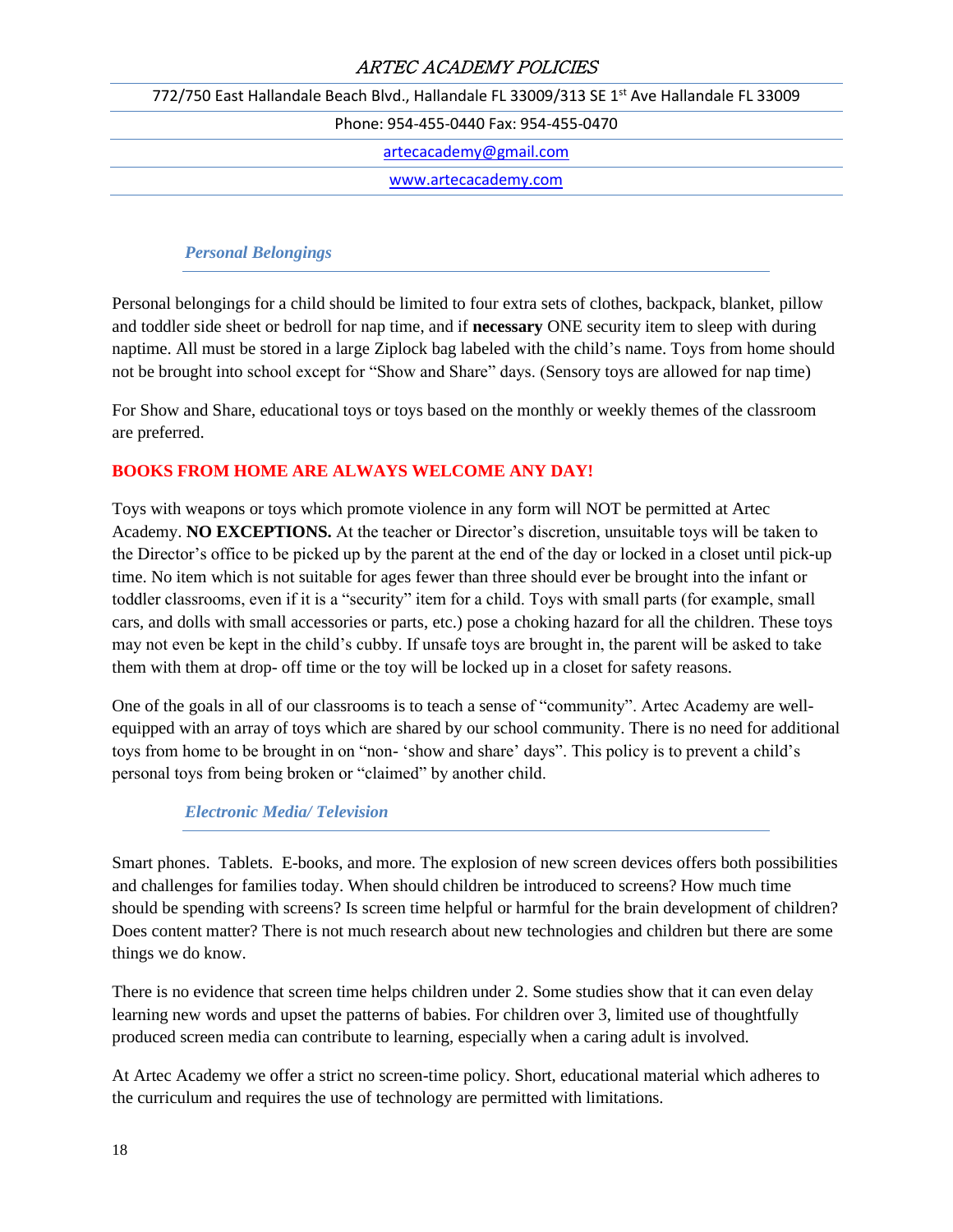### *Personal Belongings*

Personal belongings for a child should be limited to four extra sets of clothes, backpack, blanket, pillow and toddler side sheet or bedroll for nap time, and if **necessary** ONE security item to sleep with during naptime. All must be stored in a large Ziplock bag labeled with the child's name. Toys from home should not be brought into school except for "Show and Share" days. (Sensory toys are allowed for nap time)

For Show and Share, educational toys or toys based on the monthly or weekly themes of the classroom are preferred.

**BOOKS FROM HOME ARE ALWAYS WELCOME ANY DAY!**

Toys with weapons or toys which promote violence in any form will NOT be permitted at Artec Academy. **NO EXCEPTIONS.** At the teacher or Director's discretion, unsuitable toys will be taken to the Director's office to be picked up by the parent at the end of the day or locked in a closet until pick-up time. No item which is not suitable for ages fewer than three should ever be brought into the infant or toddler classrooms, even if it is a "security" item for a child. Toys with small parts (for example, small cars, and dolls with small accessories or parts, etc.) pose a choking hazard for all the children. These toys may not even be kept in the child's cubby. If unsafe toys are brought in, the parent will be asked to take them with them at drop- off time or the toy will be locked up in a closet for safety reasons.

One of the goals in all of our classrooms is to teach a sense of "community". Artec Academy are well-equipped with an array of toys which are shared by our school community. There is no need for additional toys from home to be brought in on "non- 'show and share' days". This policy is to prevent a child's personal toys from being broken or "claimed" by another child.

### *Electronic Media/ Television*

Smart phones.  Tablets.  E-books, and more. The explosion of new screen devices offers both possibilities and challenges for families today. When should children be introduced to screens? How much time should be spending with screens? Is screen time helpful or harmful for the brain development of children? Does content matter? There is not much research about new technologies and children but there are some things we do know.

There is no evidence that screen time helps children under 2. Some studies show that it can even delay learning new words and upset the patterns of babies. For children over 3, limited use of thoughtfully produced screen media can contribute to learning, especially when a caring adult is involved.

At Artec Academy we offer a strict no screen-time policy. Short, educational material which adheres to the curriculum and requires the use of technology are permitted with limitations.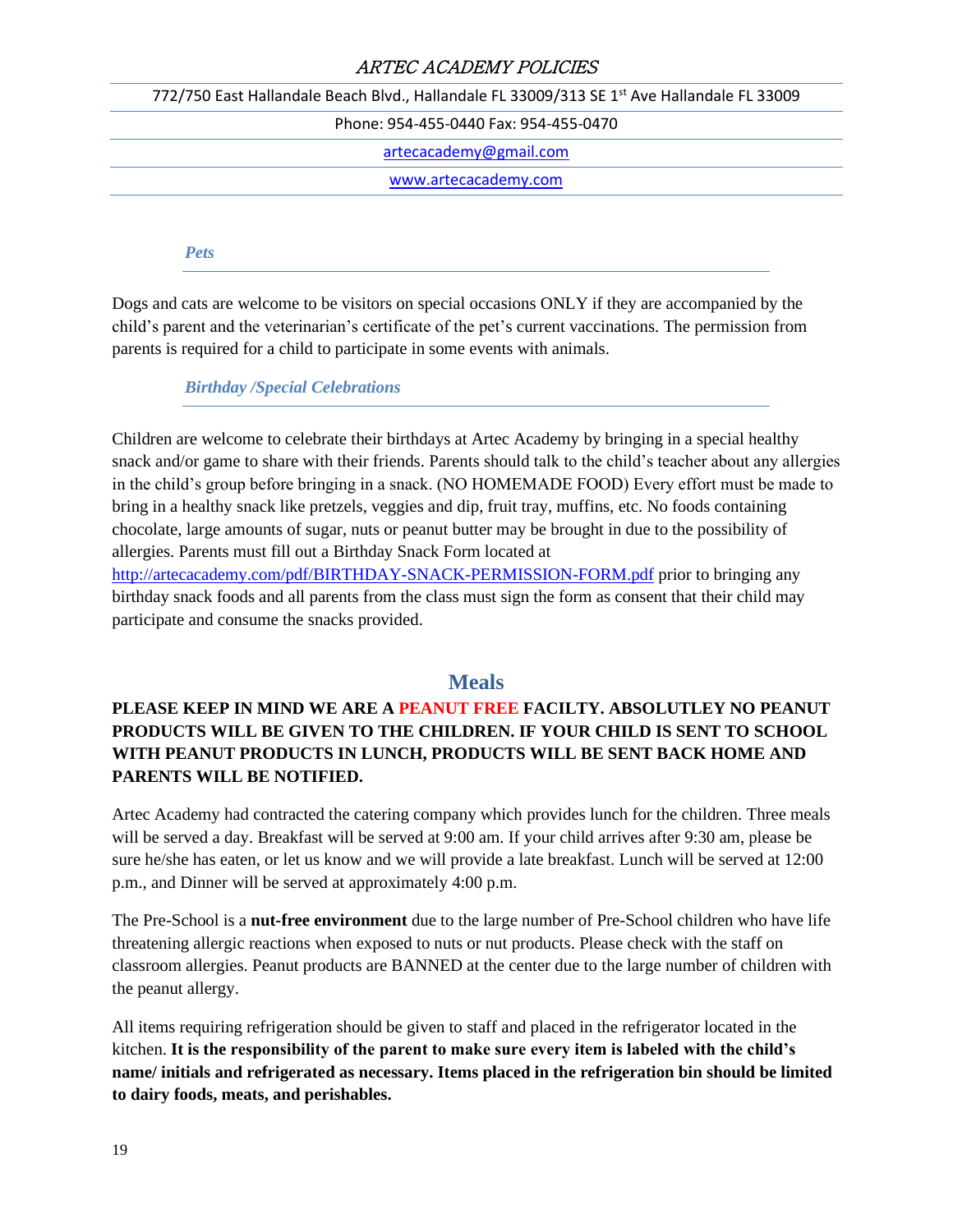### *Pets*

Dogs and cats are welcome to be visitors on special occasions ONLY if they are accompanied by the child's parent and the veterinarian's certificate of the pet's current vaccinations. The permission from parents is required for a child to participate in some events with animals.

### *Birthday /Special Celebrations*

Children are welcome to celebrate their birthdays at Artec Academy by bringing in a special healthy snack and/or game to share with their friends. Parents should talk to the child's teacher about any allergies in the child's group before bringing in a snack. (NO HOMEMADE FOOD) Every effort must be made to bring in a healthy snack like pretzels, veggies and dip, fruit tray, muffins, etc. No foods containing chocolate, large amounts of sugar, nuts or peanut butter may be brought in due to the possibility of allergies. Parents must fill out a Birthday Snack Form located at http://artecacademy.com/pdf/BIRTHDAY-SNACK-PERMISSION-FORM.pdf prior to bringing any birthday snack foods and all parents from the class must sign the form as consent that their child may participate and consume the snacks provided.

## Meals

**PLEASE KEEP IN MIND WE ARE A PEANUT FREE FACILTY. ABSOLUTLEY NO PEANUT PRODUCTS WILL BE GIVEN TO THE CHILDREN. IF YOUR CHILD IS SENT TO SCHOOL WITH PEANUT PRODUCTS IN LUNCH, PRODUCTS WILL BE SENT BACK HOME AND PARENTS WILL BE NOTIFIED.**

Artec Academy had contracted the catering company which provides lunch for the children. Three meals will be served a day. Breakfast will be served at 9:00 am. If your child arrives after 9:30 am, please be sure he/she has eaten, or let us know and we will provide a late breakfast. Lunch will be served at 12:00 p.m., and Dinner will be served at approximately 4:00 p.m.

The Pre-School is a **nut-free environment** due to the large number of Pre-School children who have life threatening allergic reactions when exposed to nuts or nut products. Please check with the staff on classroom allergies. Peanut products are BANNED at the center due to the large number of children with the peanut allergy.

All items requiring refrigeration should be given to staff and placed in the refrigerator located in the kitchen. **It is the responsibility of the parent to make sure every item is labeled with the child's name/ initials and refrigerated as necessary. Items placed in the refrigeration bin should be limited to dairy foods, meats, and perishables.**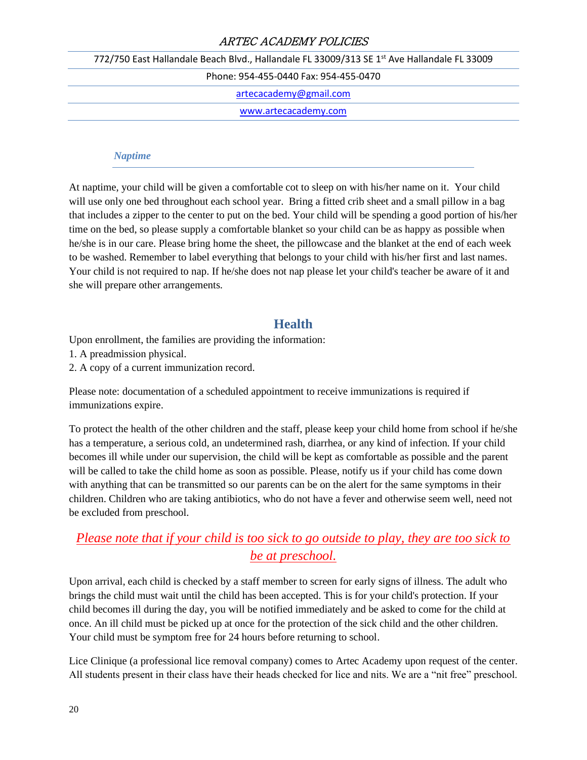### *Naptime*

At naptime, your child will be given a comfortable cot to sleep on with his/her name on it. Your child will use only one bed throughout each school year. Bring a fitted crib sheet and a small pillow in a bag that includes a zipper to the center to put on the bed. Your child will be spending a good portion of his/her time on the bed, so please supply a comfortable blanket so your child can be as happy as possible when he/she is in our care. Please bring home the sheet, the pillowcase and the blanket at the end of each week to be washed. Remember to label everything that belongs to your child with his/her first and last names. Your child is not required to nap. If he/she does not nap please let your child's teacher be aware of it and she will prepare other arrangements.

## Health

Upon enrollment, the families are providing the information:

1. A preadmission physical.
2. A copy of a current immunization record.

Please note: documentation of a scheduled appointment to receive immunizations is required if immunizations expire.

To protect the health of the other children and the staff, please keep your child home from school if he/she has a temperature, a serious cold, an undetermined rash, diarrhea, or any kind of infection. If your child becomes ill while under our supervision, the child will be kept as comfortable as possible and the parent will be called to take the child home as soon as possible. Please, notify us if your child has come down with anything that can be transmitted so our parents can be on the alert for the same symptoms in their children. Children who are taking antibiotics, who do not have a fever and otherwise seem well, need not be excluded from preschool.

*Please note that if your child is too sick to go outside to play, they are too sick to be at preschool.*

Upon arrival, each child is checked by a staff member to screen for early signs of illness. The adult who brings the child must wait until the child has been accepted. This is for your child's protection. If your child becomes ill during the day, you will be notified immediately and be asked to come for the child at once. An ill child must be picked up at once for the protection of the sick child and the other children. Your child must be symptom free for 24 hours before returning to school.

Lice Clinique (a professional lice removal company) comes to Artec Academy upon request of the center. All students present in their class have their heads checked for lice and nits. We are a "nit free" preschool.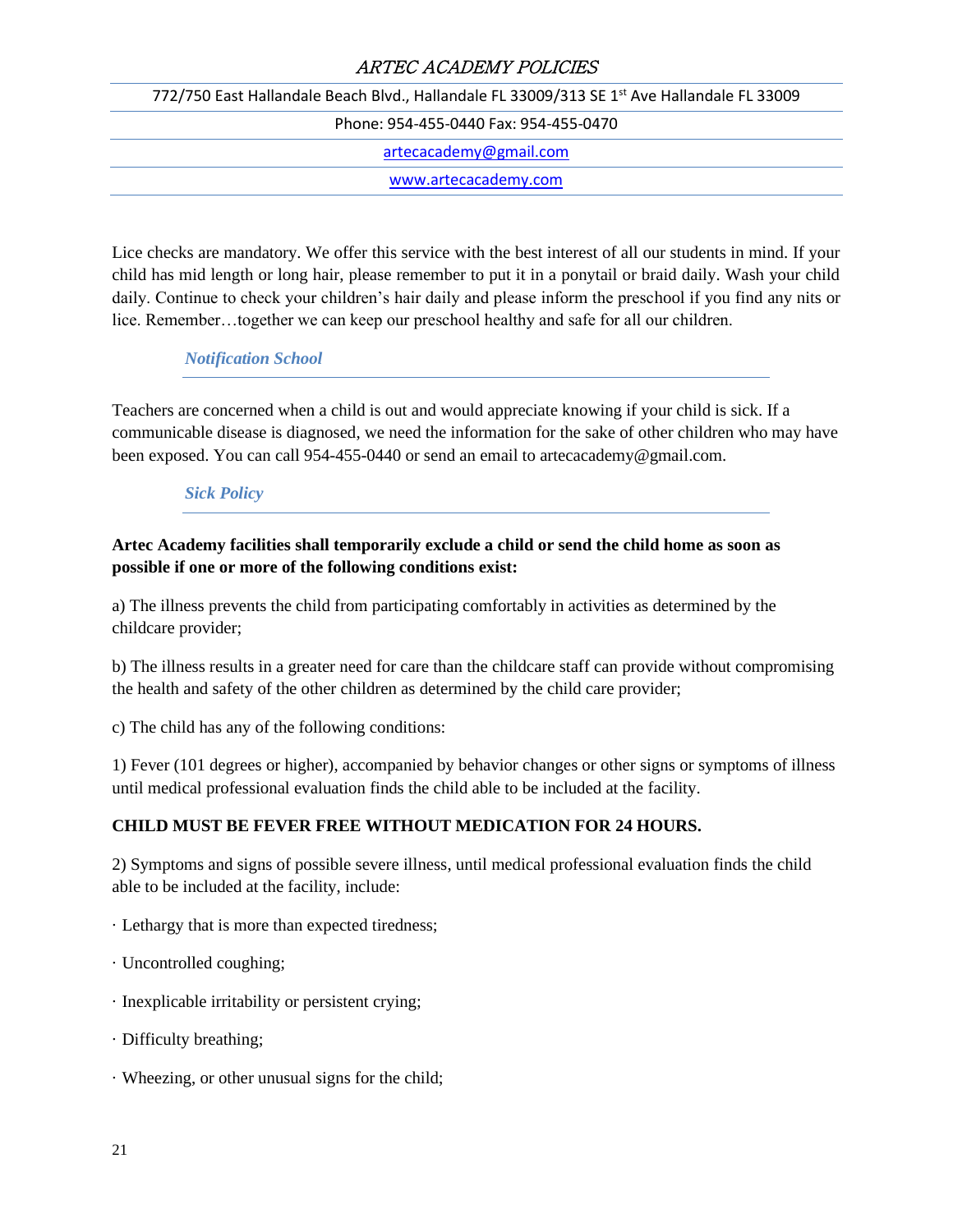Lice checks are mandatory. We offer this service with the best interest of all our students in mind. If your child has mid length or long hair, please remember to put it in a ponytail or braid daily. Wash your child daily. Continue to check your children's hair daily and please inform the preschool if you find any nits or lice. Remember…together we can keep our preschool healthy and safe for all our children.

### *Notification School*

Teachers are concerned when a child is out and would appreciate knowing if your child is sick. If a communicable disease is diagnosed, we need the information for the sake of other children who may have been exposed. You can call 954-455-0440 or send an email to artecacademy@gmail.com.

### *Sick Policy*

**Artec Academy facilities shall temporarily exclude a child or send the child home as soon as possible if one or more of the following conditions exist:**

a) The illness prevents the child from participating comfortably in activities as determined by the childcare provider;

b) The illness results in a greater need for care than the childcare staff can provide without compromising the health and safety of the other children as determined by the child care provider;

c) The child has any of the following conditions:

1) Fever (101 degrees or higher), accompanied by behavior changes or other signs or symptoms of illness until medical professional evaluation finds the child able to be included at the facility.

**CHILD MUST BE FEVER FREE WITHOUT MEDICATION FOR 24 HOURS.**

2) Symptoms and signs of possible severe illness, until medical professional evaluation finds the child able to be included at the facility, include:

· Lethargy that is more than expected tiredness;

· Uncontrolled coughing;

· Inexplicable irritability or persistent crying;

· Difficulty breathing;

· Wheezing, or other unusual signs for the child;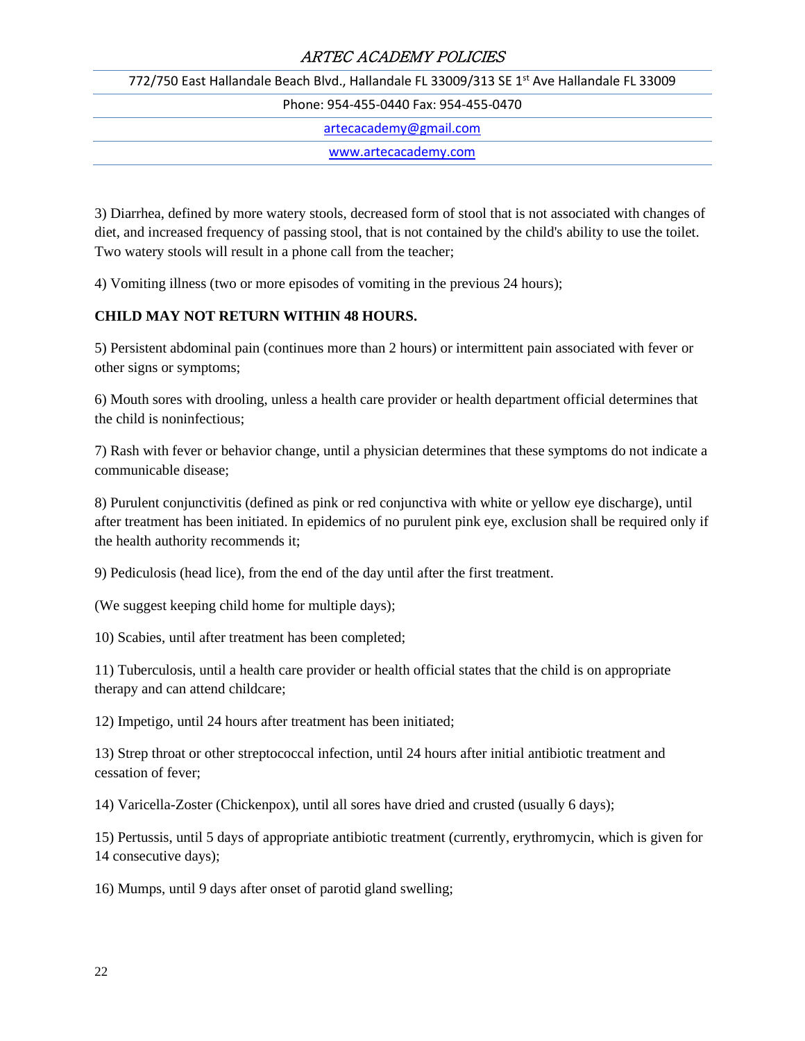3) Diarrhea, defined by more watery stools, decreased form of stool that is not associated with changes of diet, and increased frequency of passing stool, that is not contained by the child's ability to use the toilet. Two watery stools will result in a phone call from the teacher;

4) Vomiting illness (two or more episodes of vomiting in the previous 24 hours);

**CHILD MAY NOT RETURN WITHIN 48 HOURS.**

5) Persistent abdominal pain (continues more than 2 hours) or intermittent pain associated with fever or other signs or symptoms;

6) Mouth sores with drooling, unless a health care provider or health department official determines that the child is noninfectious;

7) Rash with fever or behavior change, until a physician determines that these symptoms do not indicate a communicable disease;

8) Purulent conjunctivitis (defined as pink or red conjunctiva with white or yellow eye discharge), until after treatment has been initiated. In epidemics of no purulent pink eye, exclusion shall be required only if the health authority recommends it;

9) Pediculosis (head lice), from the end of the day until after the first treatment.

(We suggest keeping child home for multiple days);

10) Scabies, until after treatment has been completed;

11) Tuberculosis, until a health care provider or health official states that the child is on appropriate therapy and can attend childcare;

12) Impetigo, until 24 hours after treatment has been initiated;

13) Strep throat or other streptococcal infection, until 24 hours after initial antibiotic treatment and cessation of fever;

14) Varicella-Zoster (Chickenpox), until all sores have dried and crusted (usually 6 days);

15) Pertussis, until 5 days of appropriate antibiotic treatment (currently, erythromycin, which is given for 14 consecutive days);

16) Mumps, until 9 days after onset of parotid gland swelling;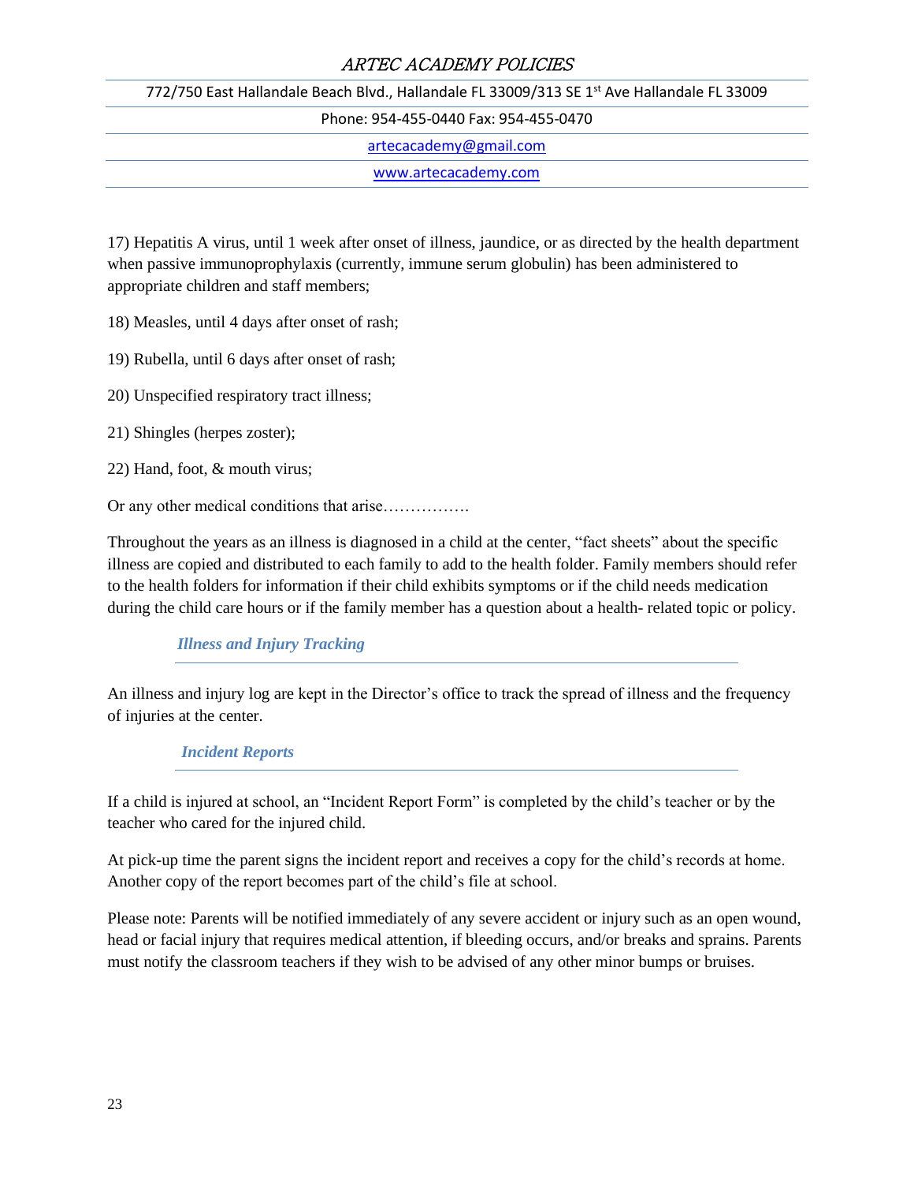17) Hepatitis A virus, until 1 week after onset of illness, jaundice, or as directed by the health department when passive immunoprophylaxis (currently, immune serum globulin) has been administered to appropriate children and staff members;

18) Measles, until 4 days after onset of rash;

19) Rubella, until 6 days after onset of rash;

20) Unspecified respiratory tract illness;

21) Shingles (herpes zoster);

22) Hand, foot, & mouth virus;

Or any other medical conditions that arise…………….

Throughout the years as an illness is diagnosed in a child at the center, "fact sheets" about the specific illness are copied and distributed to each family to add to the health folder. Family members should refer to the health folders for information if their child exhibits symptoms or if the child needs medication during the child care hours or if the family member has a question about a health- related topic or policy.

### *Illness and Injury Tracking*

An illness and injury log are kept in the Director's office to track the spread of illness and the frequency of injuries at the center.

### *Incident Reports*

If a child is injured at school, an "Incident Report Form" is completed by the child's teacher or by the teacher who cared for the injured child.

At pick-up time the parent signs the incident report and receives a copy for the child's records at home. Another copy of the report becomes part of the child's file at school.

Please note: Parents will be notified immediately of any severe accident or injury such as an open wound, head or facial injury that requires medical attention, if bleeding occurs, and/or breaks and sprains. Parents must notify the classroom teachers if they wish to be advised of any other minor bumps or bruises.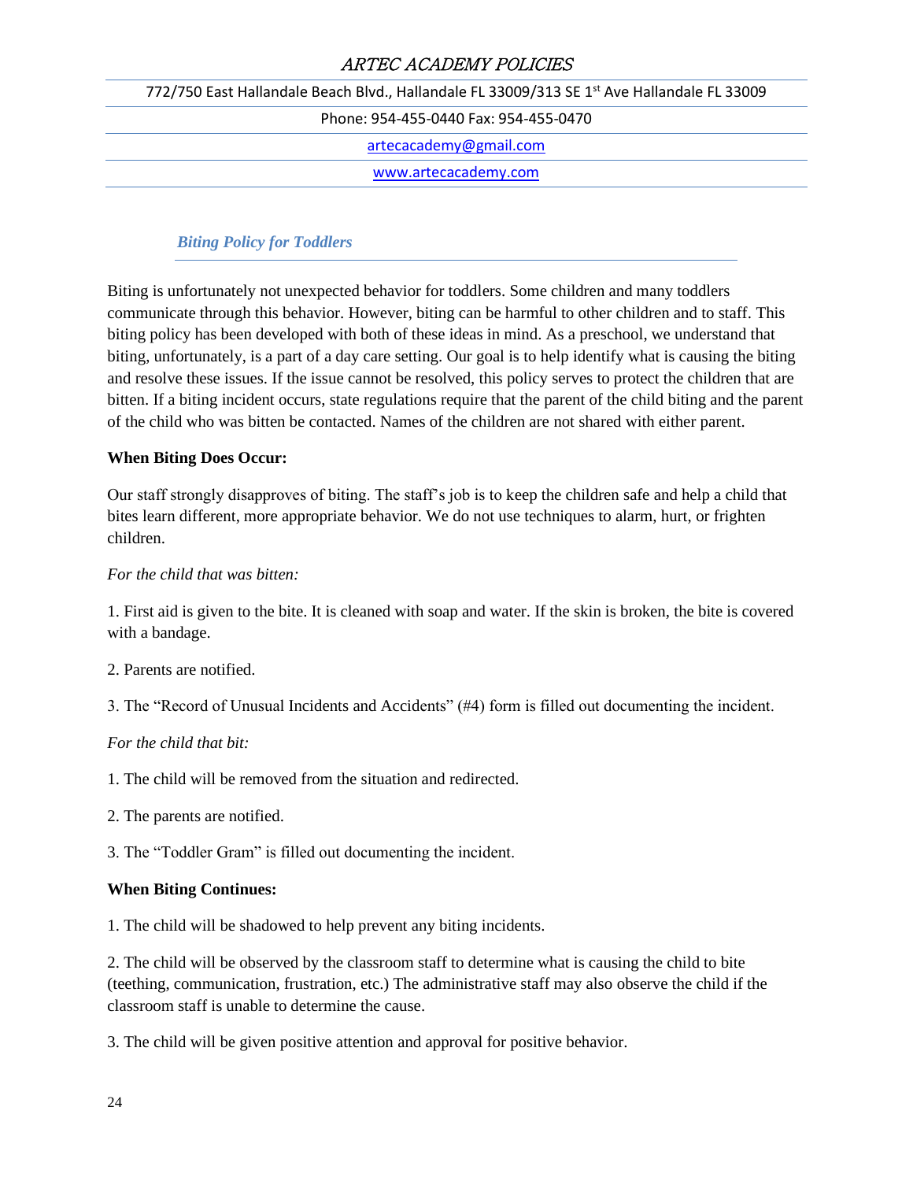## Biting Policy for Toddlers

Biting is unfortunately not unexpected behavior for toddlers. Some children and many toddlers communicate through this behavior. However, biting can be harmful to other children and to staff. This biting policy has been developed with both of these ideas in mind. As a preschool, we understand that biting, unfortunately, is a part of a day care setting. Our goal is to help identify what is causing the biting and resolve these issues. If the issue cannot be resolved, this policy serves to protect the children that are bitten. If a biting incident occurs, state regulations require that the parent of the child biting and the parent of the child who was bitten be contacted. Names of the children are not shared with either parent.

**When Biting Does Occur:**

Our staff strongly disapproves of biting. The staff's job is to keep the children safe and help a child that bites learn different, more appropriate behavior. We do not use techniques to alarm, hurt, or frighten children.

*For the child that was bitten:*

1. First aid is given to the bite. It is cleaned with soap and water. If the skin is broken, the bite is covered with a bandage.

2. Parents are notified.

3. The "Record of Unusual Incidents and Accidents" (#4) form is filled out documenting the incident.

*For the child that bit:*

1. The child will be removed from the situation and redirected.

2. The parents are notified.

3. The "Toddler Gram" is filled out documenting the incident.

**When Biting Continues:**

1. The child will be shadowed to help prevent any biting incidents.

2. The child will be observed by the classroom staff to determine what is causing the child to bite (teething, communication, frustration, etc.) The administrative staff may also observe the child if the classroom staff is unable to determine the cause.

3. The child will be given positive attention and approval for positive behavior.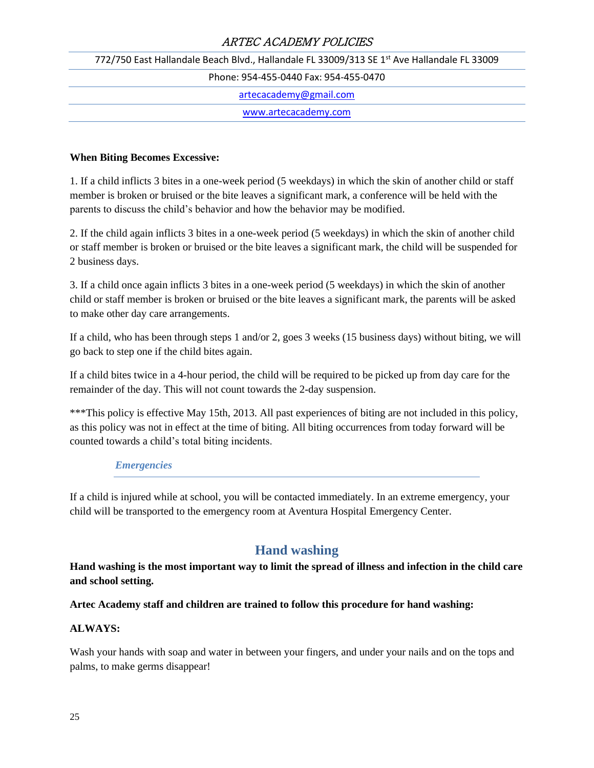**When Biting Becomes Excessive:**

1. If a child inflicts 3 bites in a one-week period (5 weekdays) in which the skin of another child or staff member is broken or bruised or the bite leaves a significant mark, a conference will be held with the parents to discuss the child's behavior and how the behavior may be modified.

2. If the child again inflicts 3 bites in a one-week period (5 weekdays) in which the skin of another child or staff member is broken or bruised or the bite leaves a significant mark, the child will be suspended for 2 business days.

3. If a child once again inflicts 3 bites in a one-week period (5 weekdays) in which the skin of another child or staff member is broken or bruised or the bite leaves a significant mark, the parents will be asked to make other day care arrangements.

If a child, who has been through steps 1 and/or 2, goes 3 weeks (15 business days) without biting, we will go back to step one if the child bites again.

If a child bites twice in a 4-hour period, the child will be required to be picked up from day care for the remainder of the day. This will not count towards the 2-day suspension.

***This policy is effective May 15th, 2013. All past experiences of biting are not included in this policy, as this policy was not in effect at the time of biting. All biting occurrences from today forward will be counted towards a child's total biting incidents.

### *Emergencies*

If a child is injured while at school, you will be contacted immediately. In an extreme emergency, your child will be transported to the emergency room at Aventura Hospital Emergency Center.

## Hand washing

**Hand washing is the most important way to limit the spread of illness and infection in the child care and school setting.**

**Artec Academy staff and children are trained to follow this procedure for hand washing:**

**ALWAYS:**

Wash your hands with soap and water in between your fingers, and under your nails and on the tops and palms, to make germs disappear!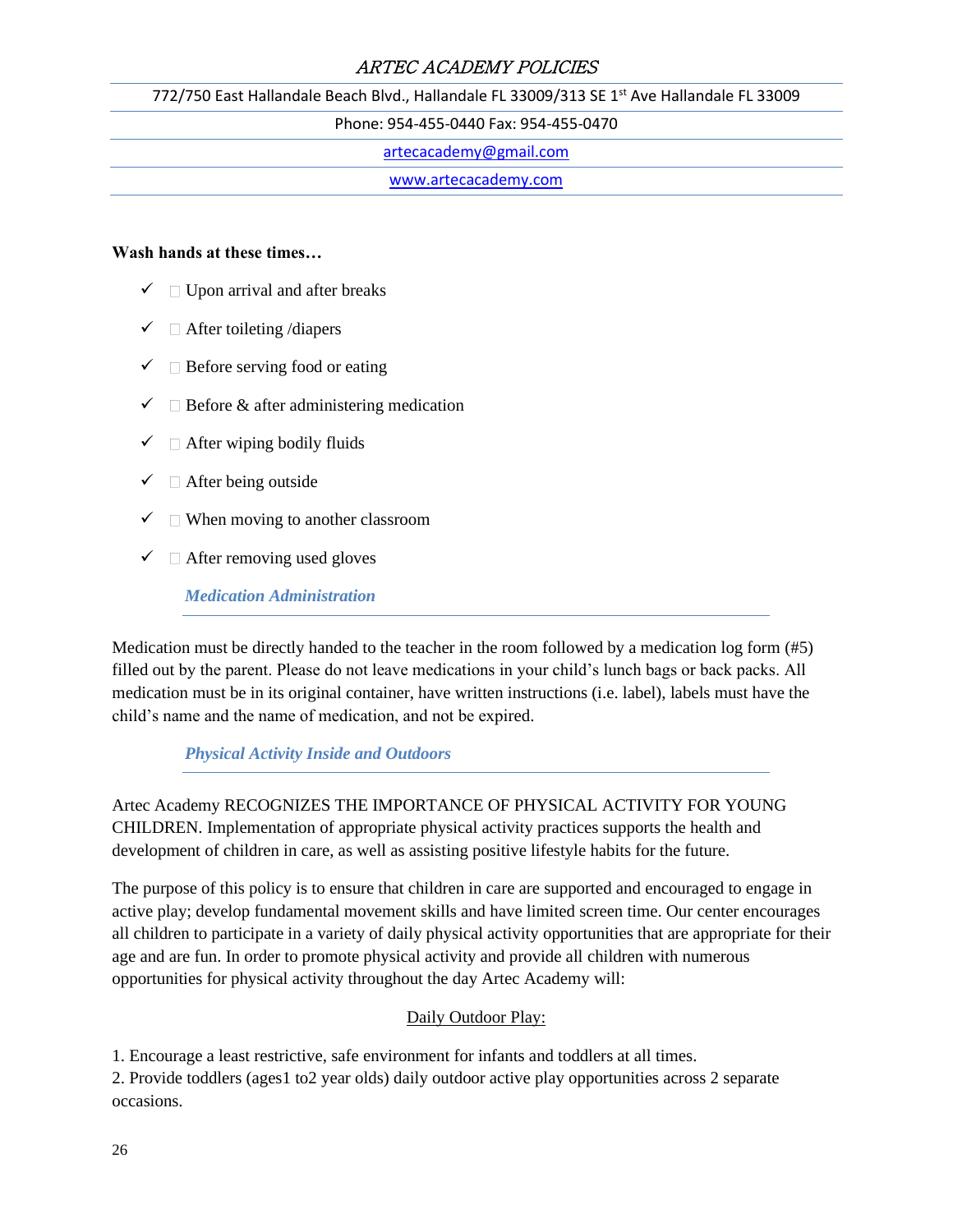**Wash hands at these times…**

- ✓ Upon arrival and after breaks
- ✓ After toileting /diapers
- ✓ Before serving food or eating
- ✓ Before & after administering medication
- ✓ After wiping bodily fluids
- ✓ After being outside
- ✓ When moving to another classroom
- ✓ After removing used gloves

### *Medication Administration*

Medication must be directly handed to the teacher in the room followed by a medication log form (#5) filled out by the parent. Please do not leave medications in your child's lunch bags or back packs. All medication must be in its original container, have written instructions (i.e. label), labels must have the child's name and the name of medication, and not be expired.

### *Physical Activity Inside and Outdoors*

Artec Academy RECOGNIZES THE IMPORTANCE OF PHYSICAL ACTIVITY FOR YOUNG CHILDREN. Implementation of appropriate physical activity practices supports the health and development of children in care, as well as assisting positive lifestyle habits for the future.

The purpose of this policy is to ensure that children in care are supported and encouraged to engage in active play; develop fundamental movement skills and have limited screen time. Our center encourages all children to participate in a variety of daily physical activity opportunities that are appropriate for their age and are fun. In order to promote physical activity and provide all children with numerous opportunities for physical activity throughout the day Artec Academy will:

<u>Daily Outdoor Play:</u>

1. Encourage a least restrictive, safe environment for infants and toddlers at all times.
2. Provide toddlers (ages1 to2 year olds) daily outdoor active play opportunities across 2 separate occasions.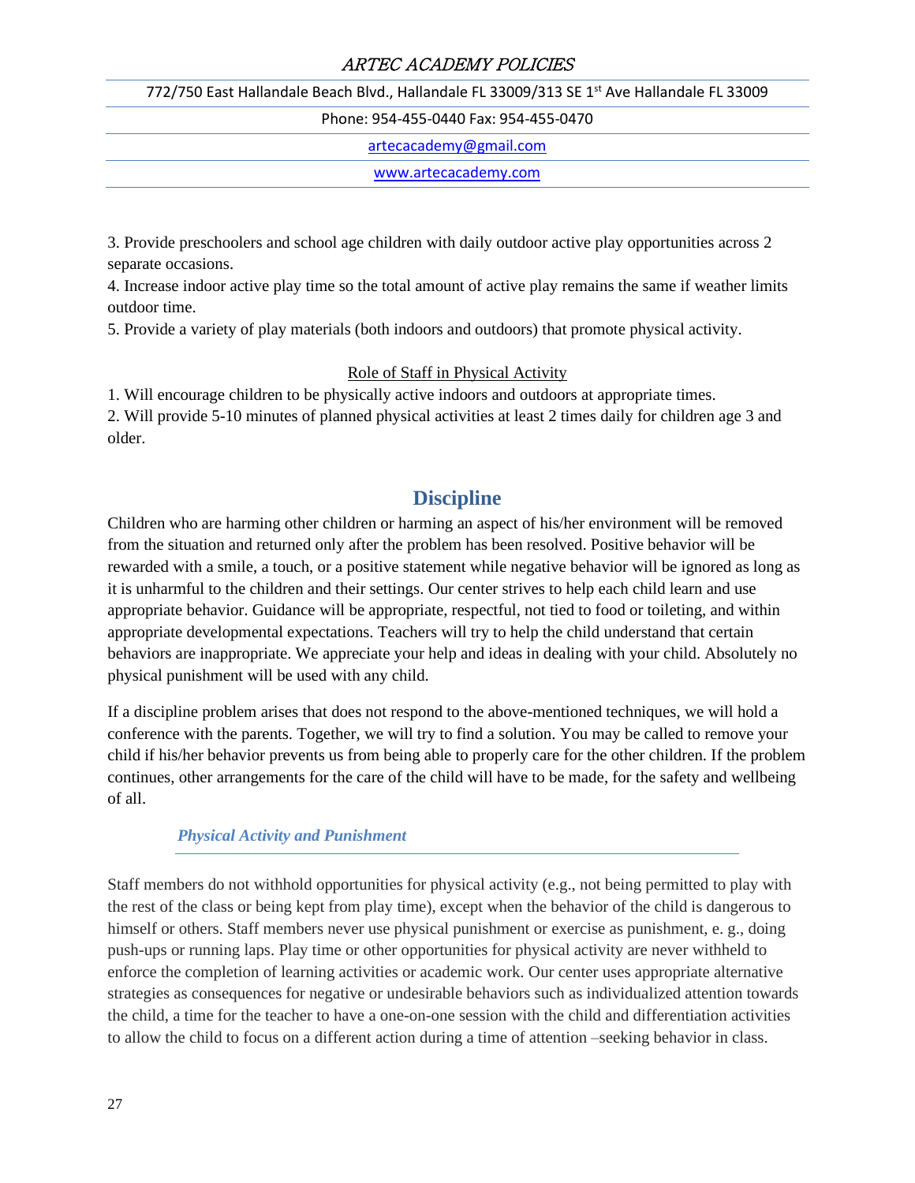3. Provide preschoolers and school age children with daily outdoor active play opportunities across 2 separate occasions.
4. Increase indoor active play time so the total amount of active play remains the same if weather limits outdoor time.
5. Provide a variety of play materials (both indoors and outdoors) that promote physical activity.

Role of Staff in Physical Activity

1. Will encourage children to be physically active indoors and outdoors at appropriate times.
2. Will provide 5-10 minutes of planned physical activities at least 2 times daily for children age 3 and older.

## Discipline

Children who are harming other children or harming an aspect of his/her environment will be removed from the situation and returned only after the problem has been resolved. Positive behavior will be rewarded with a smile, a touch, or a positive statement while negative behavior will be ignored as long as it is unharmful to the children and their settings. Our center strives to help each child learn and use appropriate behavior. Guidance will be appropriate, respectful, not tied to food or toileting, and within appropriate developmental expectations. Teachers will try to help the child understand that certain behaviors are inappropriate. We appreciate your help and ideas in dealing with your child. Absolutely no physical punishment will be used with any child.

If a discipline problem arises that does not respond to the above-mentioned techniques, we will hold a conference with the parents. Together, we will try to find a solution. You may be called to remove your child if his/her behavior prevents us from being able to properly care for the other children. If the problem continues, other arrangements for the care of the child will have to be made, for the safety and wellbeing of all.

### *Physical Activity and Punishment*

Staff members do not withhold opportunities for physical activity (e.g., not being permitted to play with the rest of the class or being kept from play time), except when the behavior of the child is dangerous to himself or others. Staff members never use physical punishment or exercise as punishment, e. g., doing push-ups or running laps. Play time or other opportunities for physical activity are never withheld to enforce the completion of learning activities or academic work. Our center uses appropriate alternative strategies as consequences for negative or undesirable behaviors such as individualized attention towards the child, a time for the teacher to have a one-on-one session with the child and differentiation activities to allow the child to focus on a different action during a time of attention –seeking behavior in class.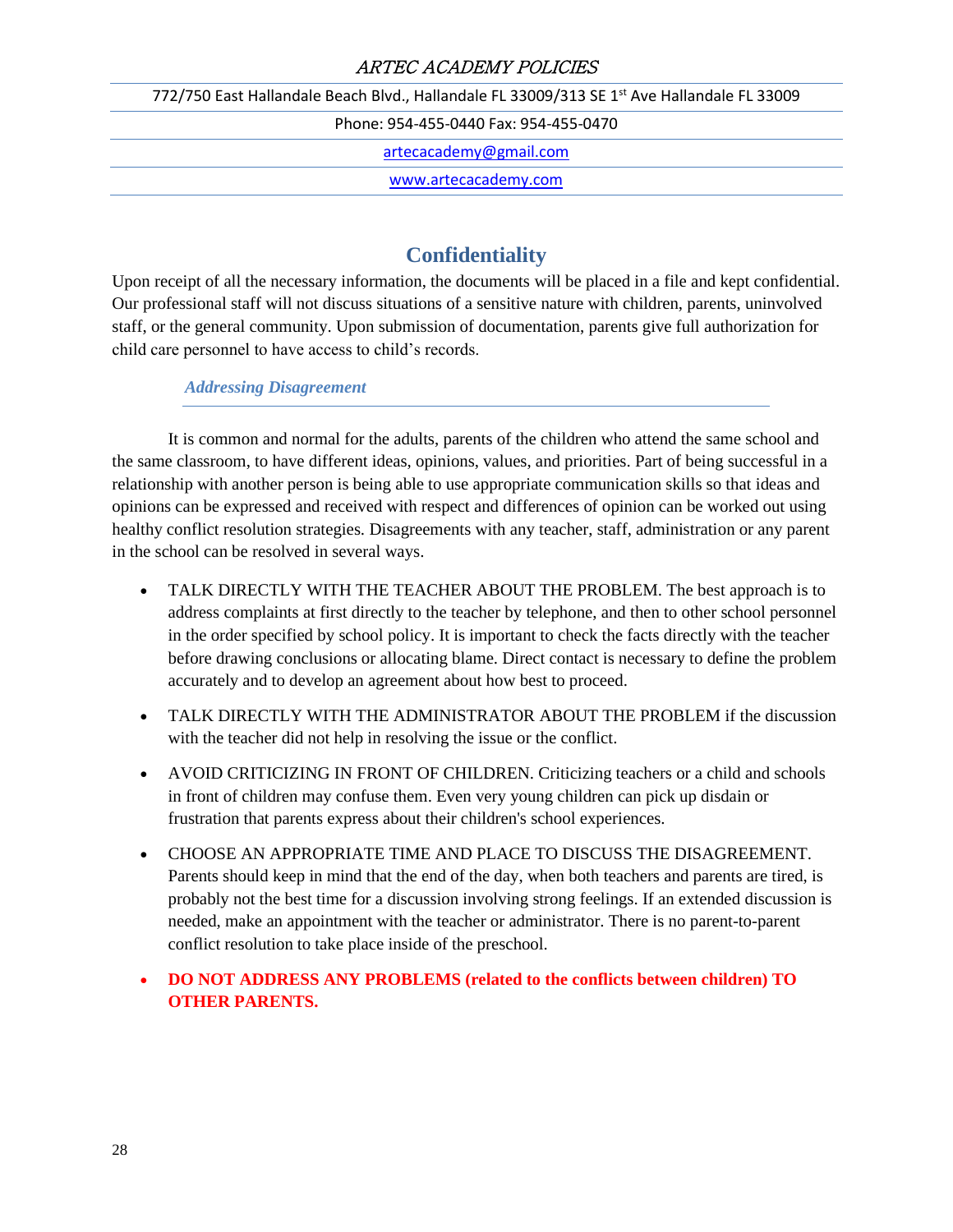## Confidentiality

Upon receipt of all the necessary information, the documents will be placed in a file and kept confidential. Our professional staff will not discuss situations of a sensitive nature with children, parents, uninvolved staff, or the general community. Upon submission of documentation, parents give full authorization for child care personnel to have access to child's records.

### *Addressing Disagreement*

It is common and normal for the adults, parents of the children who attend the same school and the same classroom, to have different ideas, opinions, values, and priorities. Part of being successful in a relationship with another person is being able to use appropriate communication skills so that ideas and opinions can be expressed and received with respect and differences of opinion can be worked out using healthy conflict resolution strategies. Disagreements with any teacher, staff, administration or any parent in the school can be resolved in several ways.

- TALK DIRECTLY WITH THE TEACHER ABOUT THE PROBLEM. The best approach is to address complaints at first directly to the teacher by telephone, and then to other school personnel in the order specified by school policy. It is important to check the facts directly with the teacher before drawing conclusions or allocating blame. Direct contact is necessary to define the problem accurately and to develop an agreement about how best to proceed.
- TALK DIRECTLY WITH THE ADMINISTRATOR ABOUT THE PROBLEM if the discussion with the teacher did not help in resolving the issue or the conflict.
- AVOID CRITICIZING IN FRONT OF CHILDREN. Criticizing teachers or a child and schools in front of children may confuse them. Even very young children can pick up disdain or frustration that parents express about their children's school experiences.
- CHOOSE AN APPROPRIATE TIME AND PLACE TO DISCUSS THE DISAGREEMENT. Parents should keep in mind that the end of the day, when both teachers and parents are tired, is probably not the best time for a discussion involving strong feelings. If an extended discussion is needed, make an appointment with the teacher or administrator. There is no parent-to-parent conflict resolution to take place inside of the preschool.
- **DO NOT ADDRESS ANY PROBLEMS (related to the conflicts between children) TO OTHER PARENTS.**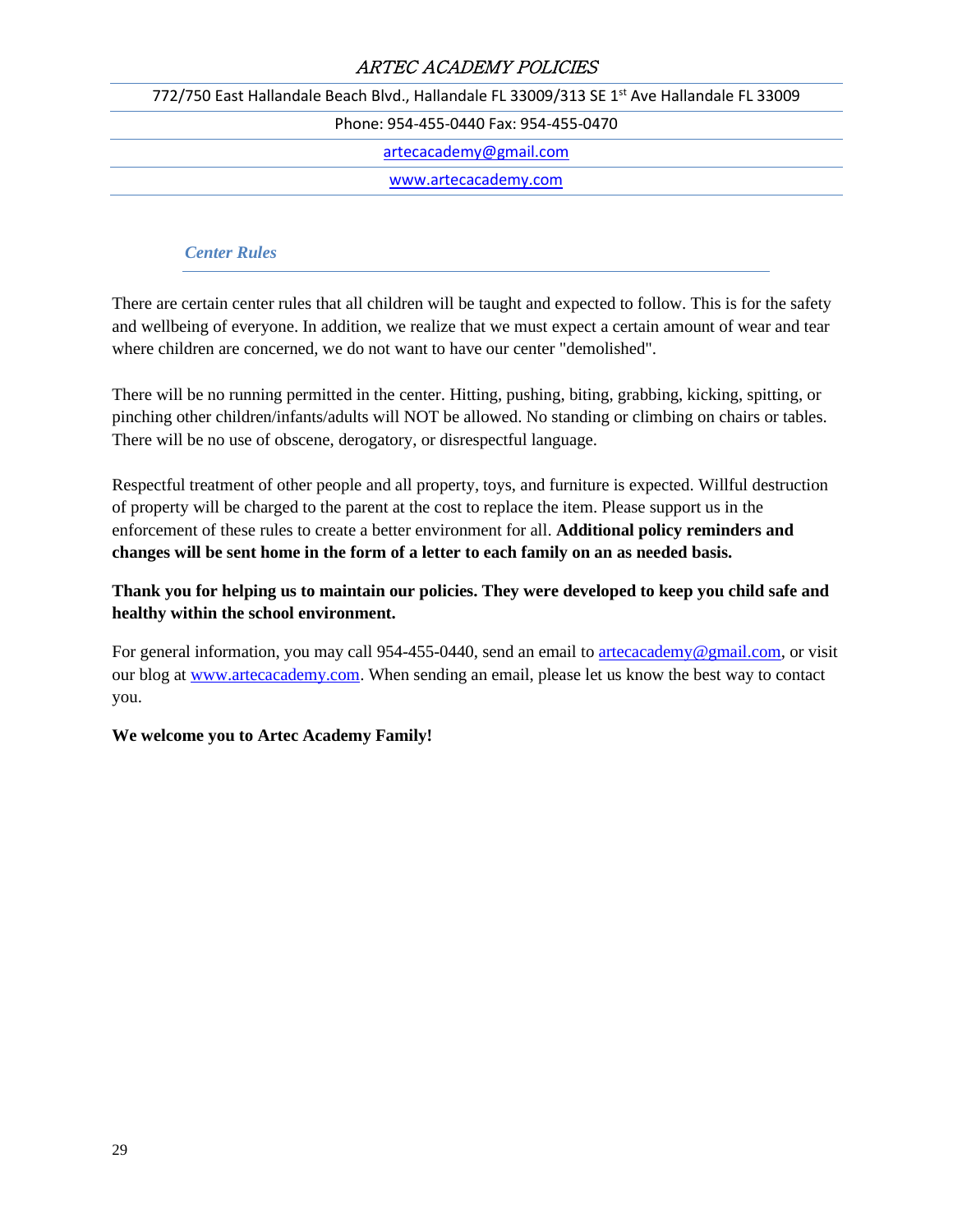### *Center Rules*

There are certain center rules that all children will be taught and expected to follow. This is for the safety and wellbeing of everyone. In addition, we realize that we must expect a certain amount of wear and tear where children are concerned, we do not want to have our center "demolished".

There will be no running permitted in the center. Hitting, pushing, biting, grabbing, kicking, spitting, or pinching other children/infants/adults will NOT be allowed. No standing or climbing on chairs or tables. There will be no use of obscene, derogatory, or disrespectful language.

Respectful treatment of other people and all property, toys, and furniture is expected. Willful destruction of property will be charged to the parent at the cost to replace the item. Please support us in the enforcement of these rules to create a better environment for all. **Additional policy reminders and changes will be sent home in the form of a letter to each family on an as needed basis.**

**Thank you for helping us to maintain our policies. They were developed to keep you child safe and healthy within the school environment.**

For general information, you may call 954-455-0440, send an email to artecacademy@gmail.com, or visit our blog at www.artecacademy.com. When sending an email, please let us know the best way to contact you.

**We welcome you to Artec Academy Family!**